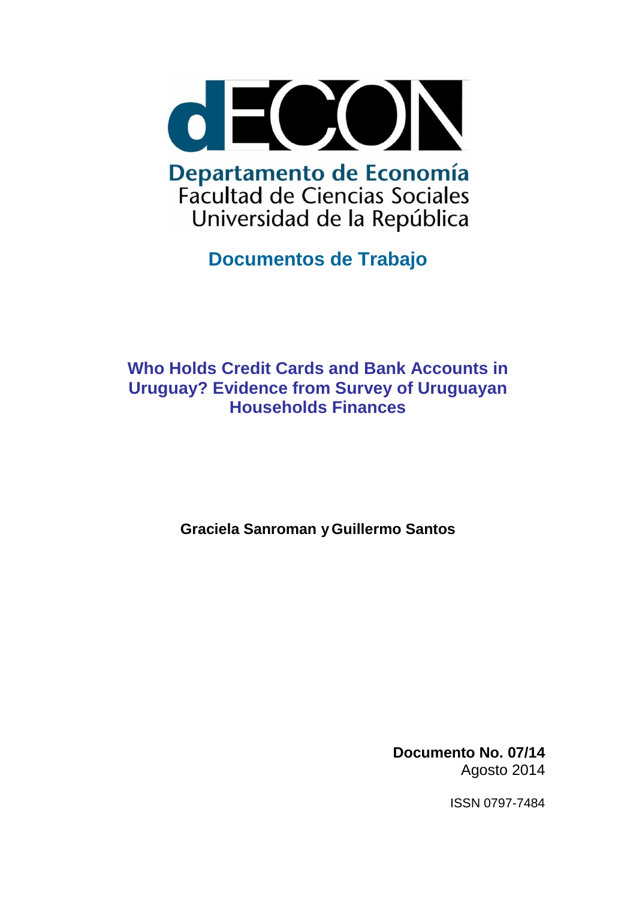dECON

Departamento de Economía
Facultad de Ciencias Sociales
Universidad de la República

## Documentos de Trabajo

# Who Holds Credit Cards and Bank Accounts in Uruguay? Evidence from Survey of Uruguayan Households Finances

**Graciela Sanroman y Guillermo Santos**

**Documento No. 07/14**
Agosto 2014

ISSN 0797-7484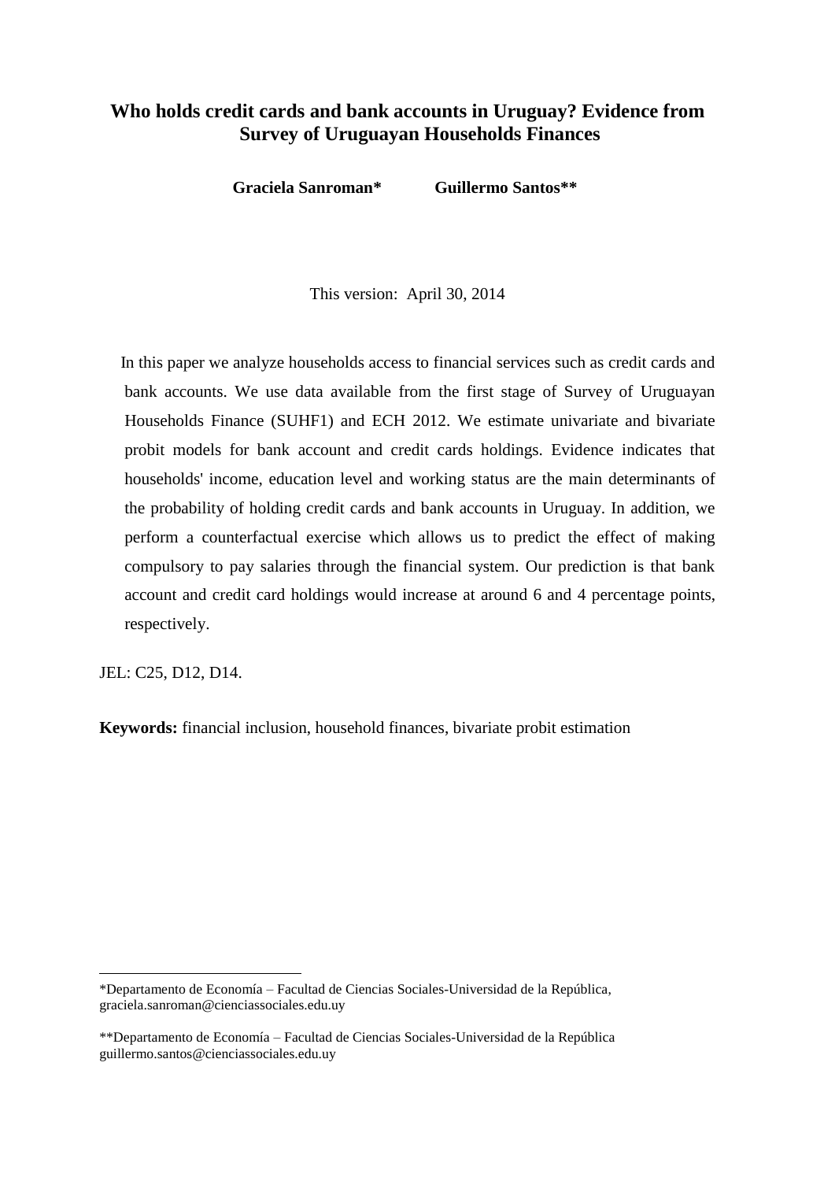# Who holds credit cards and bank accounts in Uruguay? Evidence from Survey of Uruguayan Households Finances

**Graciela Sanroman*** **Guillermo Santos****

This version: April 30, 2014

In this paper we analyze households access to financial services such as credit cards and bank accounts. We use data available from the first stage of Survey of Uruguayan Households Finance (SUHF1) and ECH 2012. We estimate univariate and bivariate probit models for bank account and credit cards holdings. Evidence indicates that households' income, education level and working status are the main determinants of the probability of holding credit cards and bank accounts in Uruguay. In addition, we perform a counterfactual exercise which allows us to predict the effect of making compulsory to pay salaries through the financial system. Our prediction is that bank account and credit card holdings would increase at around 6 and 4 percentage points, respectively.

JEL: C25, D12, D14.

**Keywords:** financial inclusion, household finances, bivariate probit estimation

---

*Departamento de Economía – Facultad de Ciencias Sociales-Universidad de la República, graciela.sanroman@cienciassociales.edu.uy

**Departamento de Economía – Facultad de Ciencias Sociales-Universidad de la República guillermo.santos@cienciassociales.edu.uy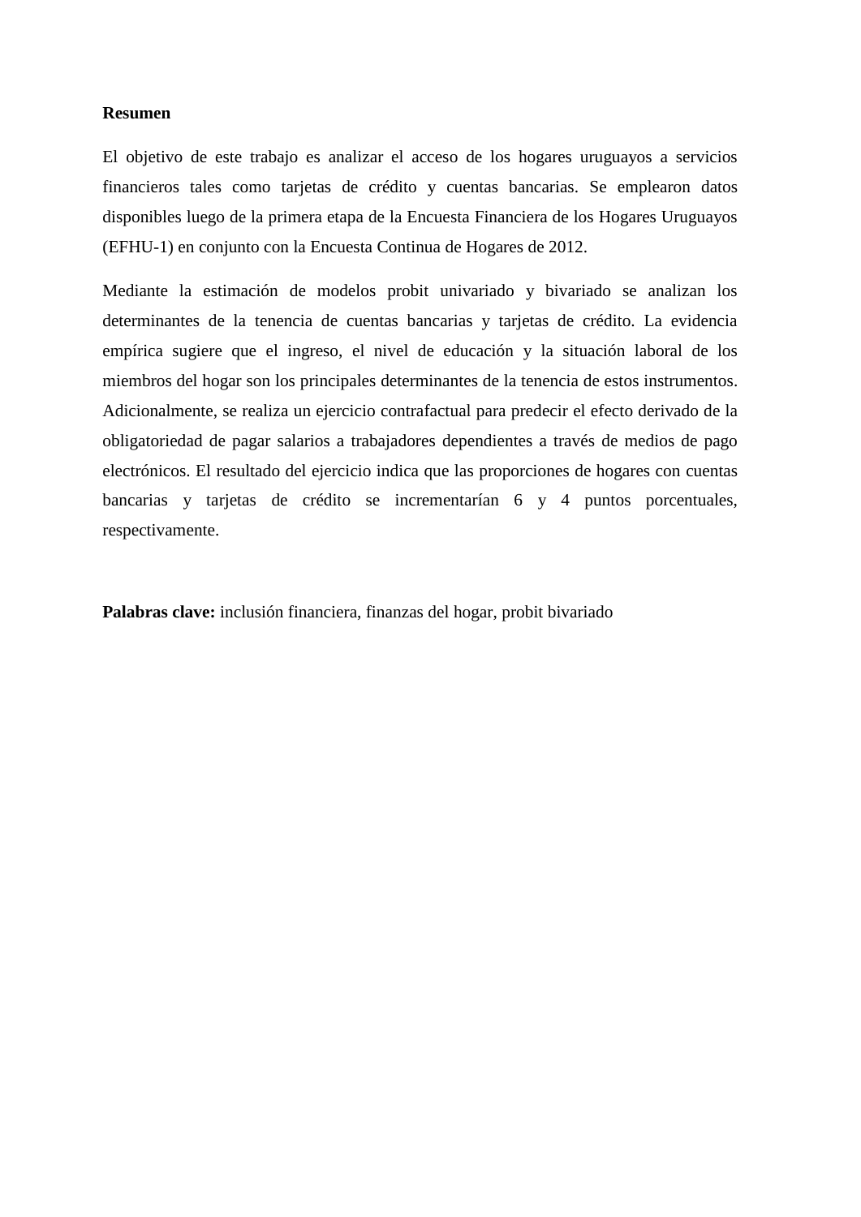**Resumen**

El objetivo de este trabajo es analizar el acceso de los hogares uruguayos a servicios financieros tales como tarjetas de crédito y cuentas bancarias. Se emplearon datos disponibles luego de la primera etapa de la Encuesta Financiera de los Hogares Uruguayos (EFHU-1) en conjunto con la Encuesta Continua de Hogares de 2012.

Mediante la estimación de modelos probit univariado y bivariado se analizan los determinantes de la tenencia de cuentas bancarias y tarjetas de crédito. La evidencia empírica sugiere que el ingreso, el nivel de educación y la situación laboral de los miembros del hogar son los principales determinantes de la tenencia de estos instrumentos. Adicionalmente, se realiza un ejercicio contrafactual para predecir el efecto derivado de la obligatoriedad de pagar salarios a trabajadores dependientes a través de medios de pago electrónicos. El resultado del ejercicio indica que las proporciones de hogares con cuentas bancarias y tarjetas de crédito se incrementarían 6 y 4 puntos porcentuales, respectivamente.

**Palabras clave:** inclusión financiera, finanzas del hogar, probit bivariado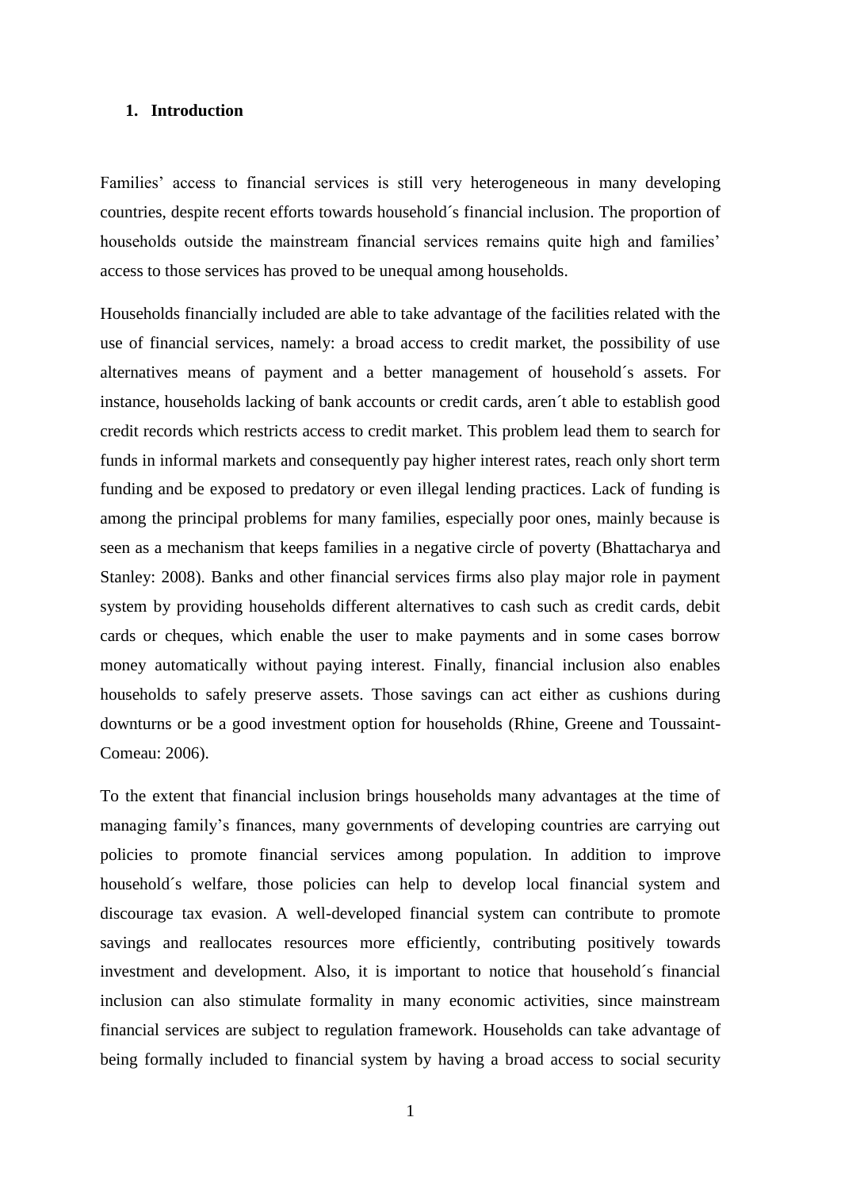## 1. Introduction

Families' access to financial services is still very heterogeneous in many developing countries, despite recent efforts towards household´s financial inclusion. The proportion of households outside the mainstream financial services remains quite high and families' access to those services has proved to be unequal among households.

Households financially included are able to take advantage of the facilities related with the use of financial services, namely: a broad access to credit market, the possibility of use alternatives means of payment and a better management of household´s assets. For instance, households lacking of bank accounts or credit cards, aren´t able to establish good credit records which restricts access to credit market. This problem lead them to search for funds in informal markets and consequently pay higher interest rates, reach only short term funding and be exposed to predatory or even illegal lending practices. Lack of funding is among the principal problems for many families, especially poor ones, mainly because is seen as a mechanism that keeps families in a negative circle of poverty (Bhattacharya and Stanley: 2008). Banks and other financial services firms also play major role in payment system by providing households different alternatives to cash such as credit cards, debit cards or cheques, which enable the user to make payments and in some cases borrow money automatically without paying interest. Finally, financial inclusion also enables households to safely preserve assets. Those savings can act either as cushions during downturns or be a good investment option for households (Rhine, Greene and Toussaint-Comeau: 2006).

To the extent that financial inclusion brings households many advantages at the time of managing family's finances, many governments of developing countries are carrying out policies to promote financial services among population. In addition to improve household´s welfare, those policies can help to develop local financial system and discourage tax evasion. A well-developed financial system can contribute to promote savings and reallocates resources more efficiently, contributing positively towards investment and development. Also, it is important to notice that household´s financial inclusion can also stimulate formality in many economic activities, since mainstream financial services are subject to regulation framework. Households can take advantage of being formally included to financial system by having a broad access to social security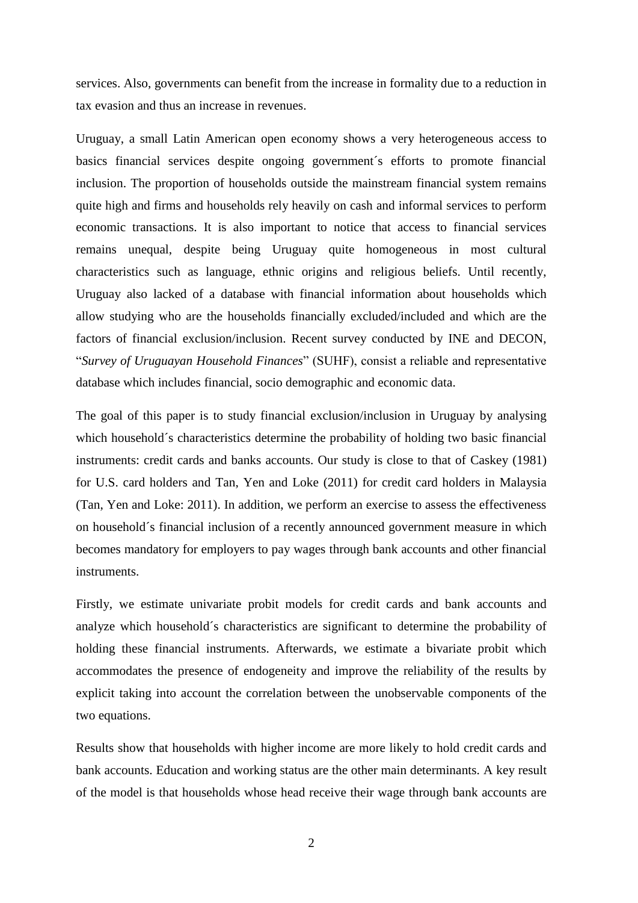services. Also, governments can benefit from the increase in formality due to a reduction in tax evasion and thus an increase in revenues.

Uruguay, a small Latin American open economy shows a very heterogeneous access to basics financial services despite ongoing government´s efforts to promote financial inclusion. The proportion of households outside the mainstream financial system remains quite high and firms and households rely heavily on cash and informal services to perform economic transactions. It is also important to notice that access to financial services remains unequal, despite being Uruguay quite homogeneous in most cultural characteristics such as language, ethnic origins and religious beliefs. Until recently, Uruguay also lacked of a database with financial information about households which allow studying who are the households financially excluded/included and which are the factors of financial exclusion/inclusion. Recent survey conducted by INE and DECON, "*Survey of Uruguayan Household Finances*" (SUHF), consist a reliable and representative database which includes financial, socio demographic and economic data.

The goal of this paper is to study financial exclusion/inclusion in Uruguay by analysing which household´s characteristics determine the probability of holding two basic financial instruments: credit cards and banks accounts. Our study is close to that of Caskey (1981) for U.S. card holders and Tan, Yen and Loke (2011) for credit card holders in Malaysia (Tan, Yen and Loke: 2011). In addition, we perform an exercise to assess the effectiveness on household´s financial inclusion of a recently announced government measure in which becomes mandatory for employers to pay wages through bank accounts and other financial instruments.

Firstly, we estimate univariate probit models for credit cards and bank accounts and analyze which household´s characteristics are significant to determine the probability of holding these financial instruments. Afterwards, we estimate a bivariate probit which accommodates the presence of endogeneity and improve the reliability of the results by explicit taking into account the correlation between the unobservable components of the two equations.

Results show that households with higher income are more likely to hold credit cards and bank accounts. Education and working status are the other main determinants. A key result of the model is that households whose head receive their wage through bank accounts are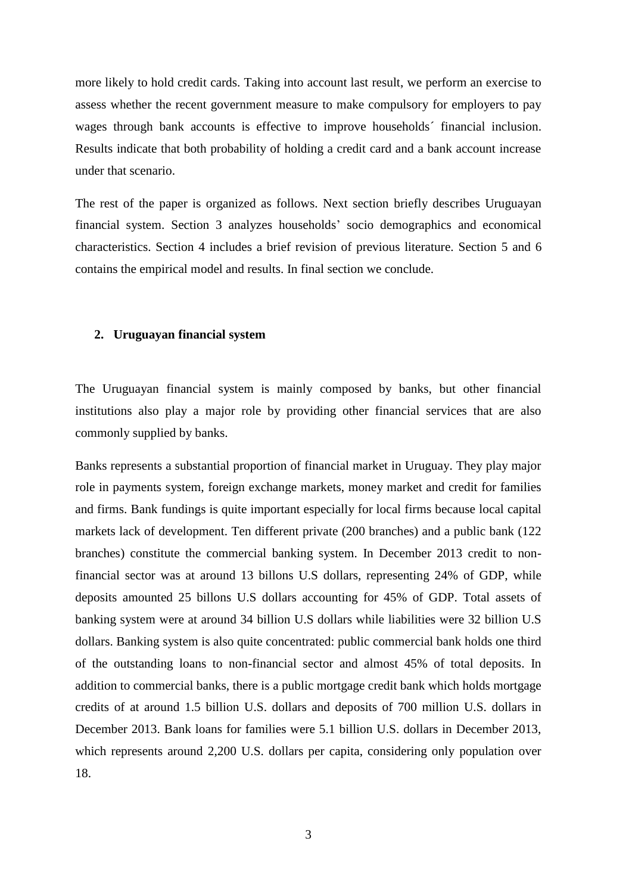more likely to hold credit cards. Taking into account last result, we perform an exercise to assess whether the recent government measure to make compulsory for employers to pay wages through bank accounts is effective to improve households´ financial inclusion. Results indicate that both probability of holding a credit card and a bank account increase under that scenario.

The rest of the paper is organized as follows. Next section briefly describes Uruguayan financial system. Section 3 analyzes households' socio demographics and economical characteristics. Section 4 includes a brief revision of previous literature. Section 5 and 6 contains the empirical model and results. In final section we conclude.

## 2. Uruguayan financial system

The Uruguayan financial system is mainly composed by banks, but other financial institutions also play a major role by providing other financial services that are also commonly supplied by banks.

Banks represents a substantial proportion of financial market in Uruguay. They play major role in payments system, foreign exchange markets, money market and credit for families and firms. Bank fundings is quite important especially for local firms because local capital markets lack of development. Ten different private (200 branches) and a public bank (122 branches) constitute the commercial banking system. In December 2013 credit to non-financial sector was at around 13 billons U.S dollars, representing 24% of GDP, while deposits amounted 25 billons U.S dollars accounting for 45% of GDP. Total assets of banking system were at around 34 billion U.S dollars while liabilities were 32 billion U.S dollars. Banking system is also quite concentrated: public commercial bank holds one third of the outstanding loans to non-financial sector and almost 45% of total deposits. In addition to commercial banks, there is a public mortgage credit bank which holds mortgage credits of at around 1.5 billion U.S. dollars and deposits of 700 million U.S. dollars in December 2013. Bank loans for families were 5.1 billion U.S. dollars in December 2013, which represents around 2,200 U.S. dollars per capita, considering only population over 18.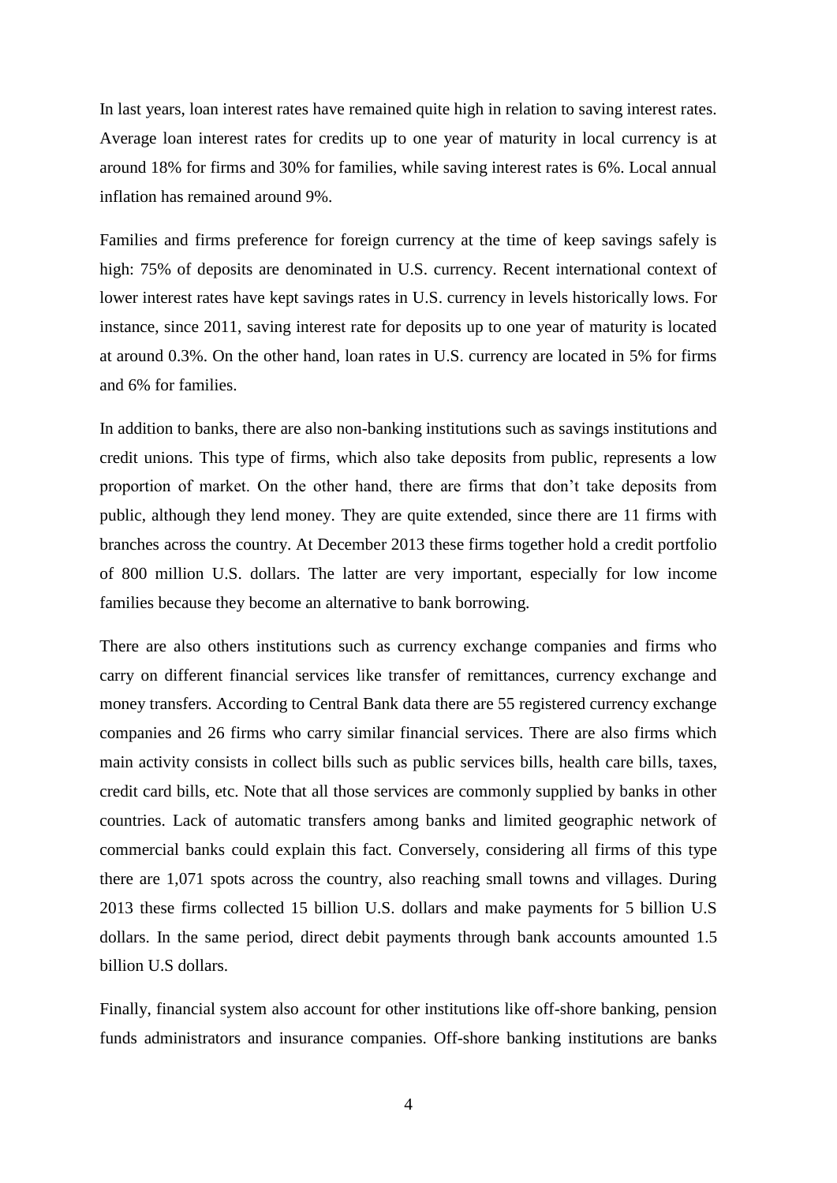In last years, loan interest rates have remained quite high in relation to saving interest rates. Average loan interest rates for credits up to one year of maturity in local currency is at around 18% for firms and 30% for families, while saving interest rates is 6%. Local annual inflation has remained around 9%.

Families and firms preference for foreign currency at the time of keep savings safely is high: 75% of deposits are denominated in U.S. currency. Recent international context of lower interest rates have kept savings rates in U.S. currency in levels historically lows. For instance, since 2011, saving interest rate for deposits up to one year of maturity is located at around 0.3%. On the other hand, loan rates in U.S. currency are located in 5% for firms and 6% for families.

In addition to banks, there are also non-banking institutions such as savings institutions and credit unions. This type of firms, which also take deposits from public, represents a low proportion of market. On the other hand, there are firms that don't take deposits from public, although they lend money. They are quite extended, since there are 11 firms with branches across the country. At December 2013 these firms together hold a credit portfolio of 800 million U.S. dollars. The latter are very important, especially for low income families because they become an alternative to bank borrowing.

There are also others institutions such as currency exchange companies and firms who carry on different financial services like transfer of remittances, currency exchange and money transfers. According to Central Bank data there are 55 registered currency exchange companies and 26 firms who carry similar financial services. There are also firms which main activity consists in collect bills such as public services bills, health care bills, taxes, credit card bills, etc. Note that all those services are commonly supplied by banks in other countries. Lack of automatic transfers among banks and limited geographic network of commercial banks could explain this fact. Conversely, considering all firms of this type there are 1,071 spots across the country, also reaching small towns and villages. During 2013 these firms collected 15 billion U.S. dollars and make payments for 5 billion U.S dollars. In the same period, direct debit payments through bank accounts amounted 1.5 billion U.S dollars.

Finally, financial system also account for other institutions like off-shore banking, pension funds administrators and insurance companies. Off-shore banking institutions are banks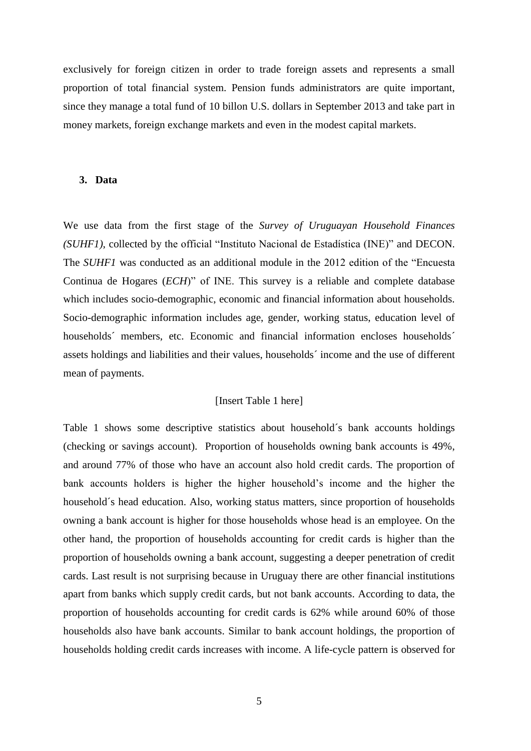exclusively for foreign citizen in order to trade foreign assets and represents a small proportion of total financial system. Pension funds administrators are quite important, since they manage a total fund of 10 billon U.S. dollars in September 2013 and take part in money markets, foreign exchange markets and even in the modest capital markets.

## 3. Data

We use data from the first stage of the *Survey of Uruguayan Household Finances (SUHF1)*, collected by the official "Instituto Nacional de Estadística (INE)" and DECON. The *SUHF1* was conducted as an additional module in the 2012 edition of the "Encuesta Continua de Hogares (*ECH*)" of INE. This survey is a reliable and complete database which includes socio-demographic, economic and financial information about households. Socio-demographic information includes age, gender, working status, education level of households´ members, etc. Economic and financial information encloses households´ assets holdings and liabilities and their values, households´ income and the use of different mean of payments.

[Insert Table 1 here]

Table 1 shows some descriptive statistics about household´s bank accounts holdings (checking or savings account). Proportion of households owning bank accounts is 49%, and around 77% of those who have an account also hold credit cards. The proportion of bank accounts holders is higher the higher household's income and the higher the household´s head education. Also, working status matters, since proportion of households owning a bank account is higher for those households whose head is an employee. On the other hand, the proportion of households accounting for credit cards is higher than the proportion of households owning a bank account, suggesting a deeper penetration of credit cards. Last result is not surprising because in Uruguay there are other financial institutions apart from banks which supply credit cards, but not bank accounts. According to data, the proportion of households accounting for credit cards is 62% while around 60% of those households also have bank accounts. Similar to bank account holdings, the proportion of households holding credit cards increases with income. A life-cycle pattern is observed for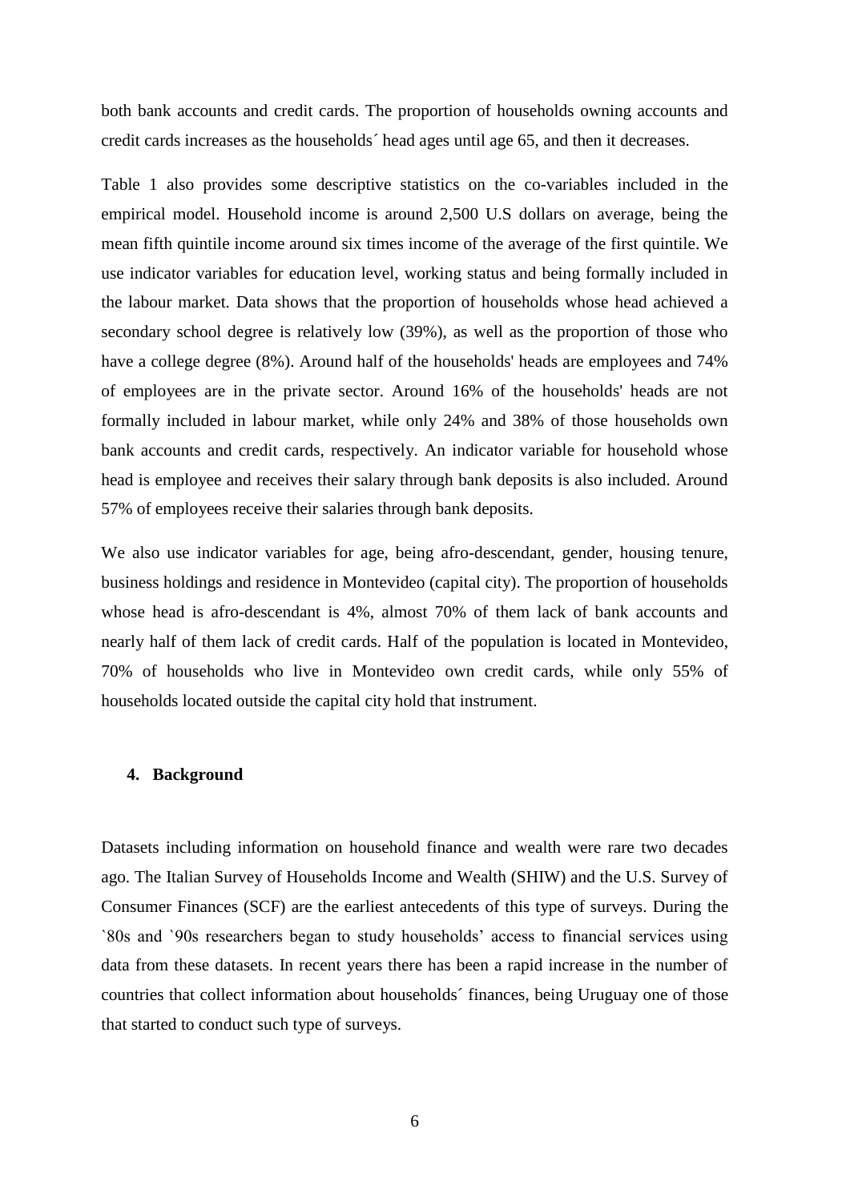both bank accounts and credit cards. The proportion of households owning accounts and credit cards increases as the households´ head ages until age 65, and then it decreases.

Table 1 also provides some descriptive statistics on the co-variables included in the empirical model. Household income is around 2,500 U.S dollars on average, being the mean fifth quintile income around six times income of the average of the first quintile. We use indicator variables for education level, working status and being formally included in the labour market. Data shows that the proportion of households whose head achieved a secondary school degree is relatively low (39%), as well as the proportion of those who have a college degree (8%). Around half of the households' heads are employees and 74% of employees are in the private sector. Around 16% of the households' heads are not formally included in labour market, while only 24% and 38% of those households own bank accounts and credit cards, respectively. An indicator variable for household whose head is employee and receives their salary through bank deposits is also included. Around 57% of employees receive their salaries through bank deposits.

We also use indicator variables for age, being afro-descendant, gender, housing tenure, business holdings and residence in Montevideo (capital city). The proportion of households whose head afro-descendant is 4%, almost 70% of them lack of bank accounts and nearly half of them lack of credit cards. Half of the population is located in Montevideo, 70% of households who live in Montevideo own credit cards, while only 55% of households located outside the capital city hold that instrument.

## 4. Background

Datasets including information on household finance and wealth were rare two decades ago. The Italian Survey of Households Income and Wealth (SHIW) and the U.S. Survey of Consumer Finances (SCF) are the earliest antecedents of this type of surveys. During the `80s and `90s researchers began to study households’ access to financial services using data from these datasets. In recent years there has been a rapid increase in the number of countries that collect information about households´ finances, being Uruguay one of those that started to conduct such type of surveys.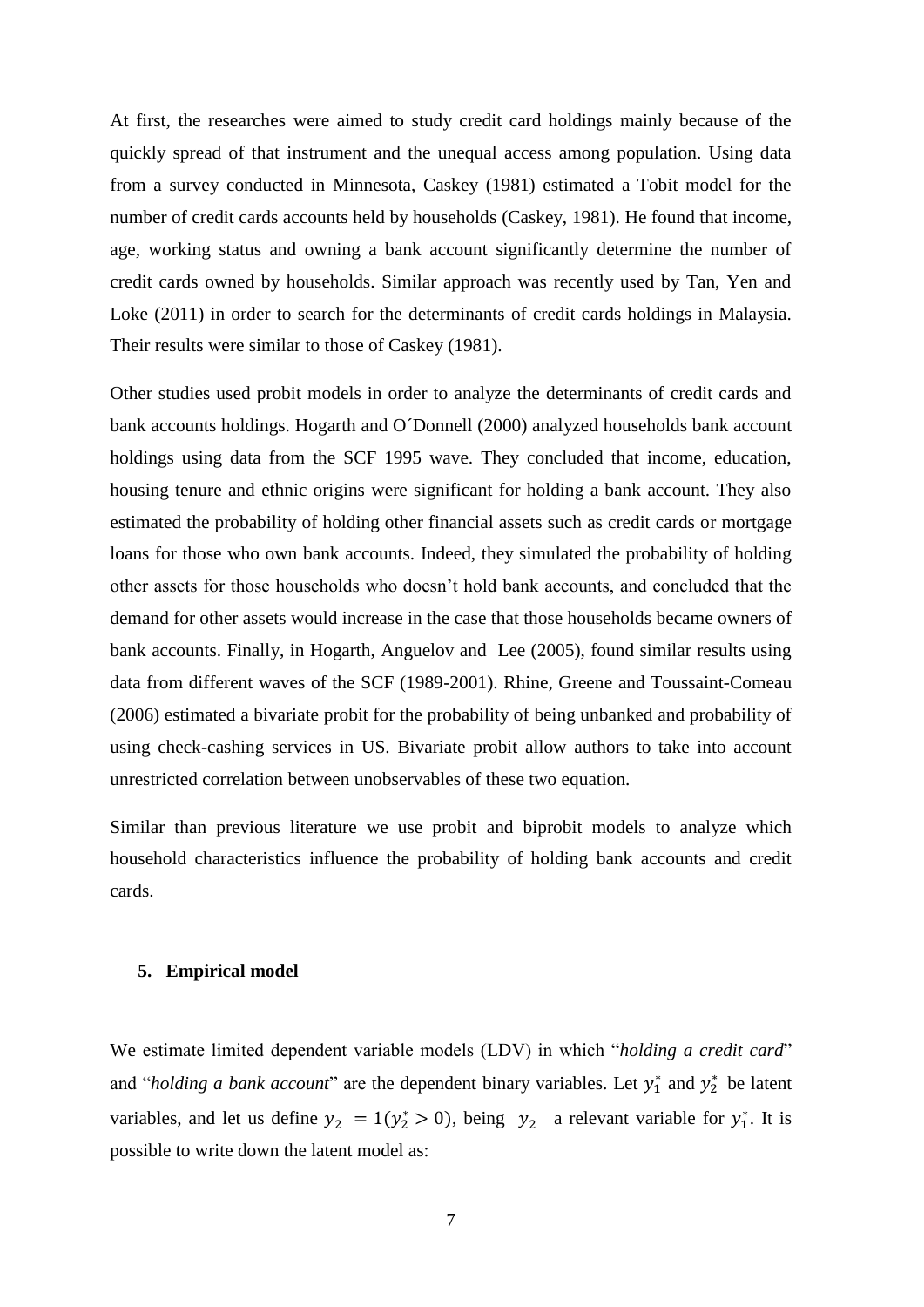At first, the researches were aimed to study credit card holdings mainly because of the quickly spread of that instrument and the unequal access among population. Using data from a survey conducted in Minnesota, Caskey (1981) estimated a Tobit model for the number of credit cards accounts held by households (Caskey, 1981). He found that income, age, working status and owning a bank account significantly determine the number of credit cards owned by households. Similar approach was recently used by Tan, Yen and Loke (2011) in order to search for the determinants of credit cards holdings in Malaysia. Their results were similar to those of Caskey (1981).

Other studies used probit models in order to analyze the determinants of credit cards and bank accounts holdings. Hogarth and O´Donnell (2000) analyzed households bank account holdings using data from the SCF 1995 wave. They concluded that income, education, housing tenure and ethnic origins were significant for holding a bank account. They also estimated the probability of holding other financial assets such as credit cards or mortgage loans for those who own bank accounts. Indeed, they simulated the probability of holding other assets for those households who doesn't hold bank accounts, and concluded that the demand for other assets would increase in the case that those households became owners of bank accounts. Finally, in Hogarth, Anguelov and Lee (2005), found similar results using data from different waves of the SCF (1989-2001). Rhine, Greene and Toussaint-Comeau (2006) estimated a bivariate probit for the probability of being unbanked and probability of using check-cashing services in US. Bivariate probit allow authors to take into account unrestricted correlation between unobservables of these two equation.

Similar than previous literature we use probit and biprobit models to analyze which household characteristics influence the probability of holding bank accounts and credit cards.

## 5. Empirical model

We estimate limited dependent variable models (LDV) in which "*holding a credit card*" and "*holding a bank account*" are the dependent binary variables. Let $y_1^*$ and $y_2^*$ be latent variables, and let us define $y_2 = 1(y_2^* > 0)$, being $y_2$ a relevant variable for $y_1^*$. It is possible to write down the latent model as: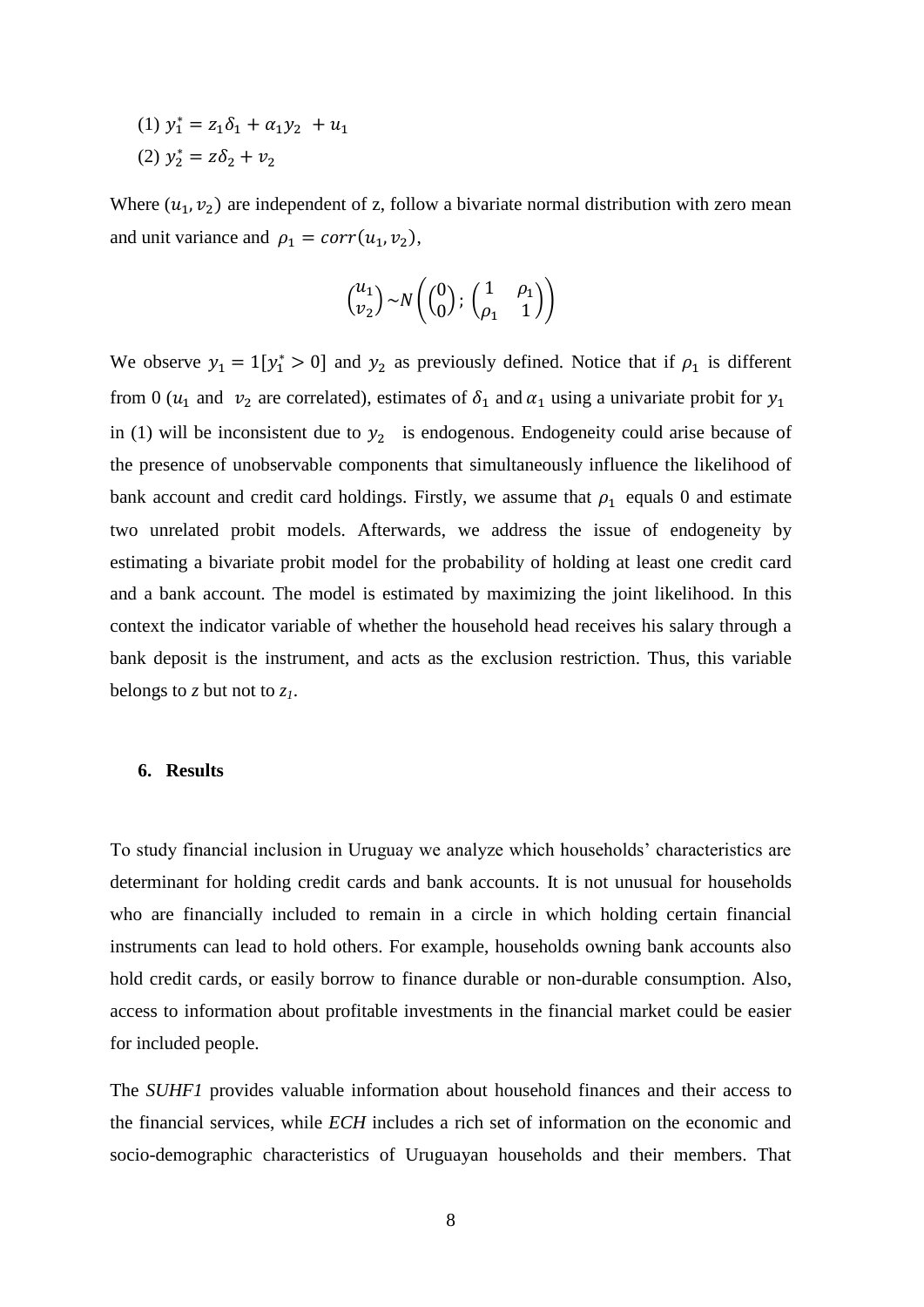(1) $y_1^* = z_1\delta_1 + \alpha_1 y_2 + u_1$

(2) $y_2^* = z\delta_2 + v_2$

Where $(u_1, v_2)$ are independent of z, follow a bivariate normal distribution with zero mean and unit variance and $\rho_1 = corr(u_1, v_2)$,

$$\begin{pmatrix} u_1 \\ v_2 \end{pmatrix} \sim N\left(\begin{pmatrix} 0 \\ 0 \end{pmatrix}; \begin{pmatrix} 1 & \rho_1 \\ \rho_1 & 1 \end{pmatrix}\right)$$

We observe $y_1 = 1[y_1^* > 0]$ and $y_2$ as previously defined. Notice that if $\rho_1$ is different from 0 ($u_1$ and $v_2$ are correlated), estimates of $\delta_1$ and $\alpha_1$ using a univariate probit for $y_1$ in (1) will be inconsistent due to $y_2$ is endogenous. Endogeneity could arise because of the presence of unobservable components that simultaneously influence the likelihood of bank account and credit card holdings. Firstly, we assume that $\rho_1$ equals 0 and estimate two unrelated probit models. Afterwards, we address the issue of endogeneity by estimating a bivariate probit model for the probability of holding at least one credit card and a bank account. The model is estimated by maximizing the joint likelihood. In this context the indicator variable of whether the household head receives his salary through a bank deposit is the instrument, and acts as the exclusion restriction. Thus, this variable belongs to *z* but not to $z_1$.

## 6. Results

To study financial inclusion in Uruguay we analyze which households' characteristics are determinant for holding credit cards and bank accounts. It is not unusual for households who are financially included to remain in a circle in which holding certain financial instruments can lead to hold others. For example, households owning bank accounts also hold credit cards, or easily borrow to finance durable or non-durable consumption. Also, access to information about profitable investments in the financial market could be easier for included people.

The *SUHF1* provides valuable information about household finances and their access to the financial services, while *ECH* includes a rich set of information on the economic and socio-demographic characteristics of Uruguayan households and their members. That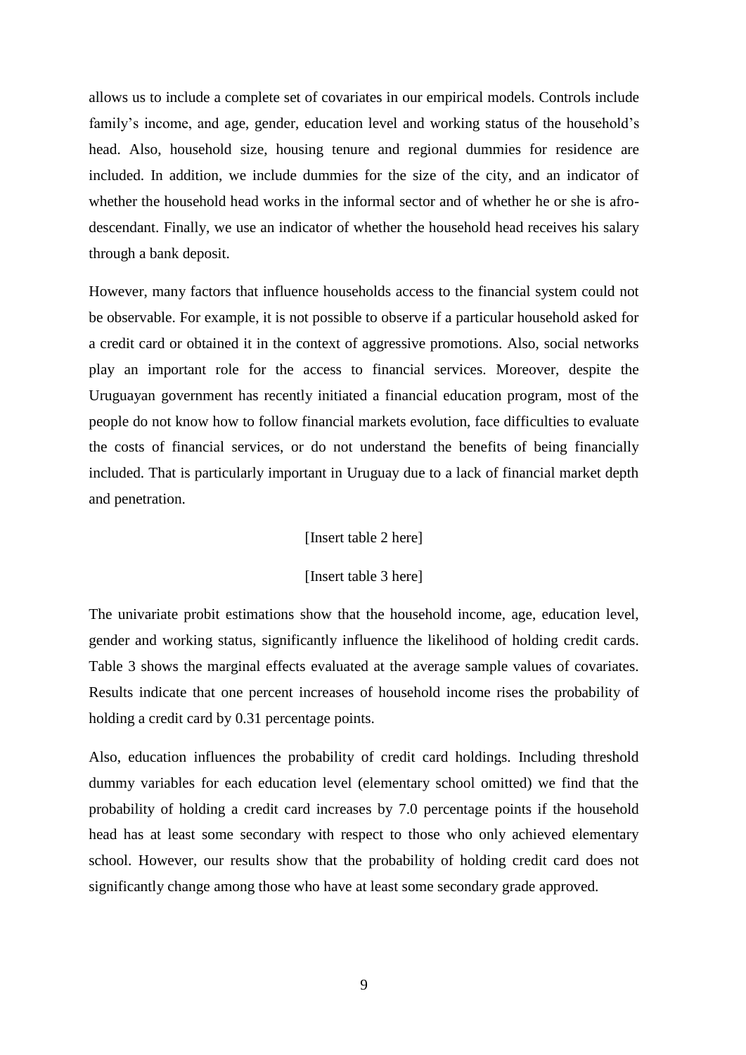allows us to include a complete set of covariates in our empirical models. Controls include family's income, and age, gender, education level and working status of the household's head. Also, household size, housing tenure and regional dummies for residence are included. In addition, we include dummies for the size of the city, and an indicator of whether the household head works in the informal sector and of whether he or she is afro-descendant. Finally, we use an indicator of whether the household head receives his salary through a bank deposit.

However, many factors that influence households access to the financial system could not be observable. For example, it is not possible to observe if a particular household asked for a credit card or obtained it in the context of aggressive promotions. Also, social networks play an important role for the access to financial services. Moreover, despite the Uruguayan government has recently initiated a financial education program, most of the people do not know how to follow financial markets evolution, face difficulties to evaluate the costs of financial services, or do not understand the benefits of being financially included. That is particularly important in Uruguay due to a lack of financial market depth and penetration.

[Insert table 2 here]

[Insert table 3 here]

The univariate probit estimations show that the household income, age, education level, gender and working status, significantly influence the likelihood of holding credit cards. Table 3 shows the marginal effects evaluated at the average sample values of covariates. Results indicate that one percent increases of household income rises the probability of holding a credit card by 0.31 percentage points.

Also, education influences the probability of credit card holdings. Including threshold dummy variables for each education level (elementary school omitted) we find that the probability of holding a credit card increases by 7.0 percentage points if the household head has at least some secondary with respect to those who only achieved elementary school. However, our results show that the probability of holding credit card does not significantly change among those who have at least some secondary grade approved.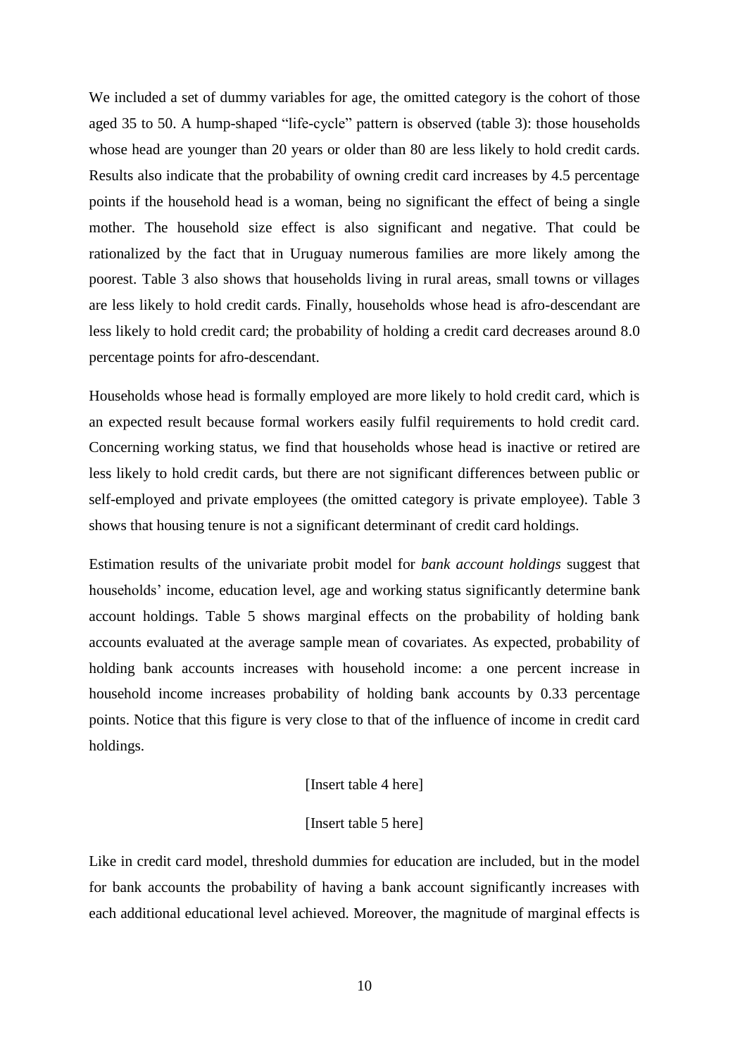We included a set of dummy variables for age, the omitted category is the cohort of those aged 35 to 50. A hump-shaped "life-cycle" pattern is observed (table 3): those households whose head are younger than 20 years or older than 80 are less likely to hold credit cards. Results also indicate that the probability of owning credit card increases by 4.5 percentage points if the household head is a woman, being no significant the effect of being a single mother. The household size effect is also significant and negative. That could be rationalized by the fact that in Uruguay numerous families are more likely among the poorest. Table 3 also shows that households living in rural areas, small towns or villages are less likely to hold credit cards. Finally, households whose head is afro-descendant are less likely to hold credit card; the probability of holding a credit card decreases around 8.0 percentage points for afro-descendant.

Households whose head is formally employed are more likely to hold credit card, which is an expected result because formal workers easily fulfil requirements to hold credit card. Concerning working status, we find that households whose head is inactive or retired are less likely to hold credit cards, but there are not significant differences between public or self-employed and private employees (the omitted category is private employee). Table 3 shows that housing tenure is not a significant determinant of credit card holdings.

Estimation results of the univariate probit model for *bank account holdings* suggest that households' income, education level, age and working status significantly determine bank account holdings. Table 5 shows marginal effects on the probability of holding bank accounts evaluated at the average sample mean of covariates. As expected, probability of holding bank accounts increases with household income: a one percent increase in household income increases probability of holding bank accounts by 0.33 percentage points. Notice that this figure is very close to that of the influence of income in credit card holdings.

[Insert table 4 here]

[Insert table 5 here]

Like in credit card model, threshold dummies for education are included, but in the model for bank accounts the probability of having a bank account significantly increases with each additional educational level achieved. Moreover, the magnitude of marginal effects is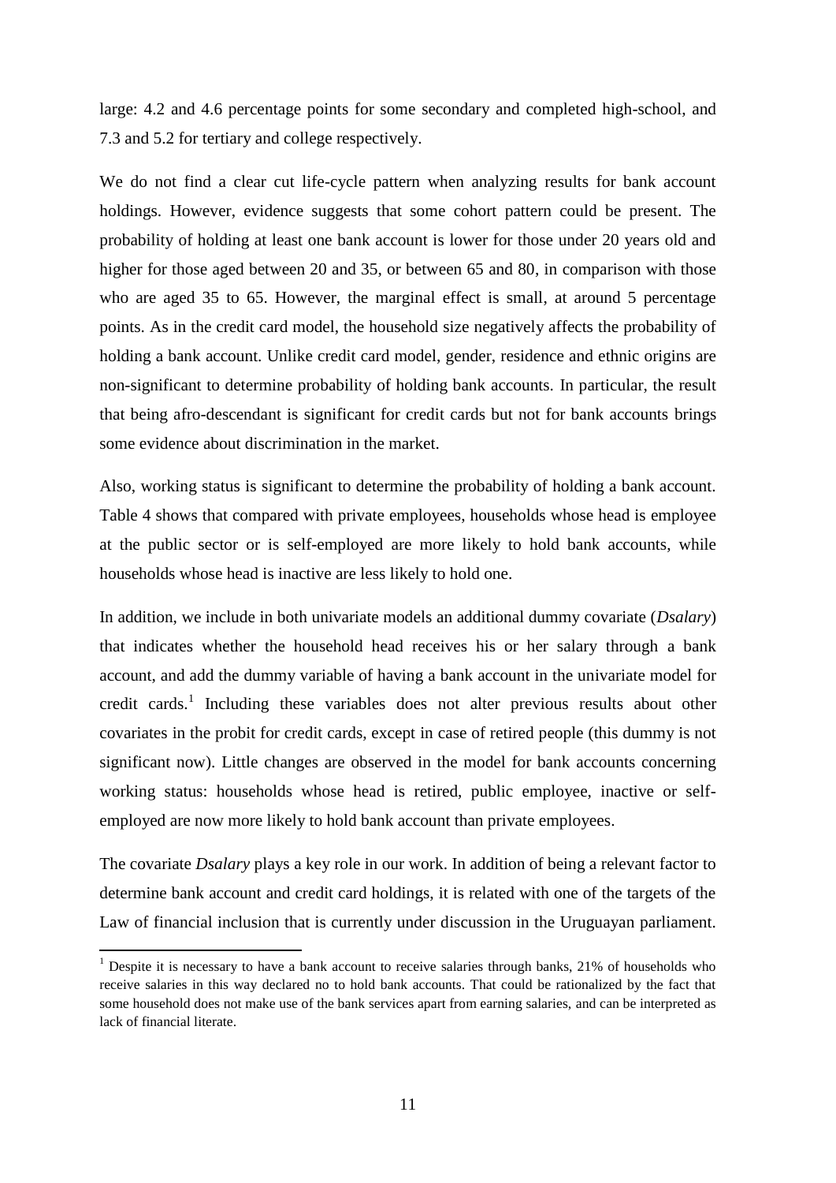large: 4.2 and 4.6 percentage points for some secondary and completed high-school, and 7.3 and 5.2 for tertiary and college respectively.

We do not find a clear cut life-cycle pattern when analyzing results for bank account holdings. However, evidence suggests that some cohort pattern could be present. The probability of holding at least one bank account is lower for those under 20 years old and higher for those aged between 20 and 35, or between 65 and 80, in comparison with those who are aged 35 to 65. However, the marginal effect is small, at around 5 percentage points. As in the credit card model, the household size negatively affects the probability of holding a bank account. Unlike credit card model, gender, residence and ethnic origins are non-significant to determine probability of holding bank accounts. In particular, the result that being afro-descendant is significant for credit cards but not for bank accounts brings some evidence about discrimination in the market.

Also, working status is significant to determine the probability of holding a bank account. Table 4 shows that compared with private employees, households whose head is employee at the public sector or is self-employed are more likely to hold bank accounts, while households whose head is inactive are less likely to hold one.

In addition, we include in both univariate models an additional dummy covariate (*Dsalary*) that indicates whether the household head receives his or her salary through a bank account, and add the dummy variable of having a bank account in the univariate model for credit cards.[1] Including these variables does not alter previous results about other covariates in the probit for credit cards, except in case of retired people (this dummy is not significant now). Little changes are observed in the model for bank accounts concerning working status: households whose head is retired, public employee, inactive or self-employed are now more likely to hold bank account than private employees.

The covariate *Dsalary* plays a key role in our work. In addition of being a relevant factor to determine bank account and credit card holdings, it is related with one of the targets of the Law of financial inclusion that is currently under discussion in the Uruguayan parliament.

[1] Despite it is necessary to have a bank account to receive salaries through banks, 21% of households who receive salaries in this way declared no to hold bank accounts. That could be rationalized by the fact that some household does not make use of the bank services apart from earning salaries, and can be interpreted as lack of financial literate.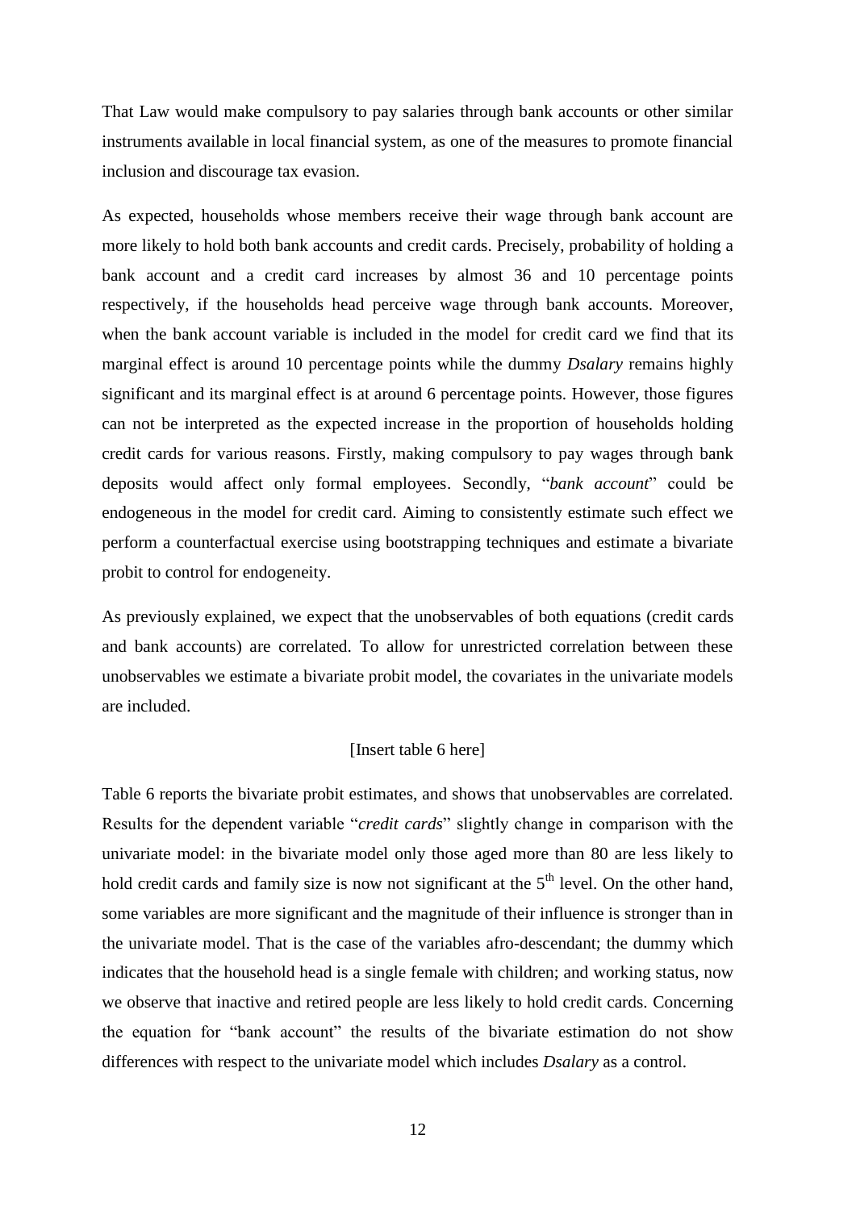That Law would make compulsory to pay salaries through bank accounts or other similar instruments available in local financial system, as one of the measures to promote financial inclusion and discourage tax evasion.

As expected, households whose members receive their wage through bank account are more likely to hold both bank accounts and credit cards. Precisely, probability of holding a bank account and a credit card increases by almost 36 and 10 percentage points respectively, if the households head perceive wage through bank accounts. Moreover, when the bank account variable is included in the model for credit card we find that its marginal effect is around 10 percentage points while the dummy *Dsalary* remains highly significant and its marginal effect is at around 6 percentage points. However, those figures can not be interpreted as the expected increase in the proportion of households holding credit cards for various reasons. Firstly, making compulsory to pay wages through bank deposits would affect only formal employees. Secondly, "*bank account*" could be endogeneous in the model for credit card. Aiming to consistently estimate such effect we perform a counterfactual exercise using bootstrapping techniques and estimate a bivariate probit to control for endogeneity.

As previously explained, we expect that the unobservables of both equations (credit cards and bank accounts) are correlated. To allow for unrestricted correlation between these unobservables we estimate a bivariate probit model, the covariates in the univariate models are included.

[Insert table 6 here]

Table 6 reports the bivariate probit estimates, and shows that unobservables are correlated. Results for the dependent variable "*credit cards*" slightly change in comparison with the univariate model: in the bivariate model only those aged more than 80 are less likely to hold credit cards and family size is now not significant at the 5th level. On the other hand, some variables are more significant and the magnitude of their influence is stronger than in the univariate model. That is the case of the variables afro-descendant; the dummy which indicates that the household head is a single female with children; and working status, now we observe that inactive and retired people are less likely to hold credit cards. Concerning the equation for "bank account" the results of the bivariate estimation do not show differences with respect to the univariate model which includes *Dsalary* as a control.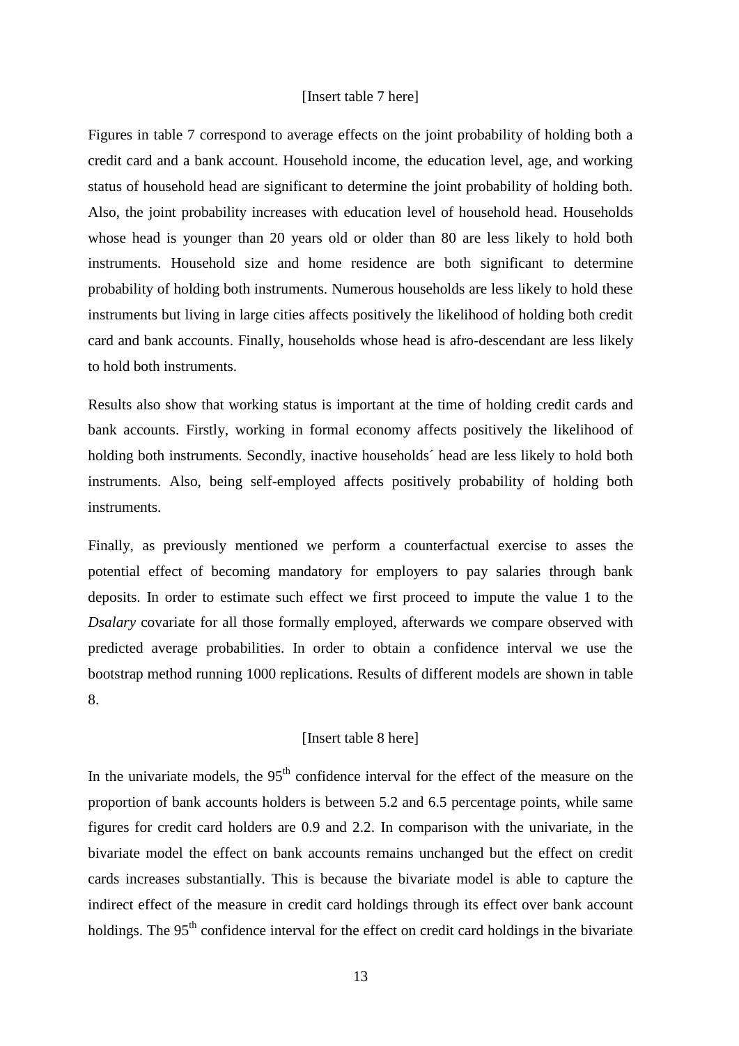[Insert table 7 here]

Figures in table 7 correspond to average effects on the joint probability of holding both a credit card and a bank account. Household income, the education level, age, and working status of household head are significant to determine the joint probability of holding both. Also, the joint probability increases with education level of household head. Households whose head is younger than 20 years old or older than 80 are less likely to hold both instruments. Household size and home residence are both significant to determine probability of holding both instruments. Numerous households are less likely to hold these instruments but living in large cities affects positively the likelihood of holding both credit card and bank accounts. Finally, households whose head is afro-descendant are less likely to hold both instruments.

Results also show that working status is important at the time of holding credit cards and bank accounts. Firstly, working in formal economy affects positively the likelihood of holding both instruments. Secondly, inactive households´ head are less likely to hold both instruments. Also, being self-employed affects positively probability of holding both instruments.

Finally, as previously mentioned we perform a counterfactual exercise to asses the potential effect of becoming mandatory for employers to pay salaries through bank deposits. In order to estimate such effect we first proceed to impute the value 1 to the *Dsalary* covariate for all those formally employed, afterwards we compare observed with predicted average probabilities. In order to obtain a confidence interval we use the bootstrap method running 1000 replications. Results of different models are shown in table 8.

[Insert table 8 here]

In the univariate models, the 95$^{th}$ confidence interval for the effect of the measure on the proportion of bank accounts holders is between 5.2 and 6.5 percentage points, while same figures for credit card holders are 0.9 and 2.2. In comparison with the univariate, in the bivariate model the effect on bank accounts remains unchanged but the effect on credit cards increases substantially. This is because the bivariate model is able to capture the indirect effect of the measure in credit card holdings through its effect over bank account holdings. The 95$^{th}$ confidence interval for the effect on credit card holdings in the bivariate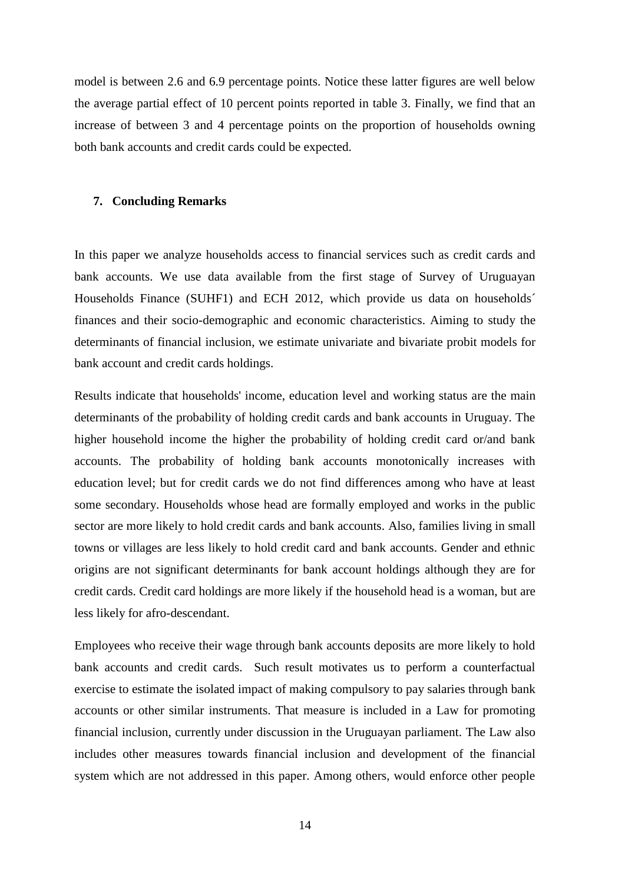model is between 2.6 and 6.9 percentage points. Notice these latter figures are well below the average partial effect of 10 percent points reported in table 3. Finally, we find that an increase of between 3 and 4 percentage points on the proportion of households owning both bank accounts and credit cards could be expected.

## 7. Concluding Remarks

In this paper we analyze households access to financial services such as credit cards and bank accounts. We use data available from the first stage of Survey of Uruguayan Households Finance (SUHF1) and ECH 2012, which provide us data on households´ finances and their socio-demographic and economic characteristics. Aiming to study the determinants of financial inclusion, we estimate univariate and bivariate probit models for bank account and credit cards holdings.

Results indicate that households' income, education level and working status are the main determinants of the probability of holding credit cards and bank accounts in Uruguay. The higher household income the higher the probability of holding credit card or/and bank accounts. The probability of holding bank accounts monotonically increases with education level; but for credit cards we do not find differences among who have at least some secondary. Households whose head are formally employed and works in the public sector are more likely to hold credit cards and bank accounts. Also, families living in small towns or villages are less likely to hold credit card and bank accounts. Gender and ethnic origins are not significant determinants for bank account holdings although they are for credit cards. Credit card holdings are more likely if the household head is a woman, but are less likely for afro-descendant.

Employees who receive their wage through bank accounts deposits are more likely to hold bank accounts and credit cards. Such result motivates us to perform a counterfactual exercise to estimate the isolated impact of making compulsory to pay salaries through bank accounts or other similar instruments. That measure is included in a Law for promoting financial inclusion, currently under discussion in the Uruguayan parliament. The Law also includes other measures towards financial inclusion and development of the financial system which are not addressed in this paper. Among others, would enforce other people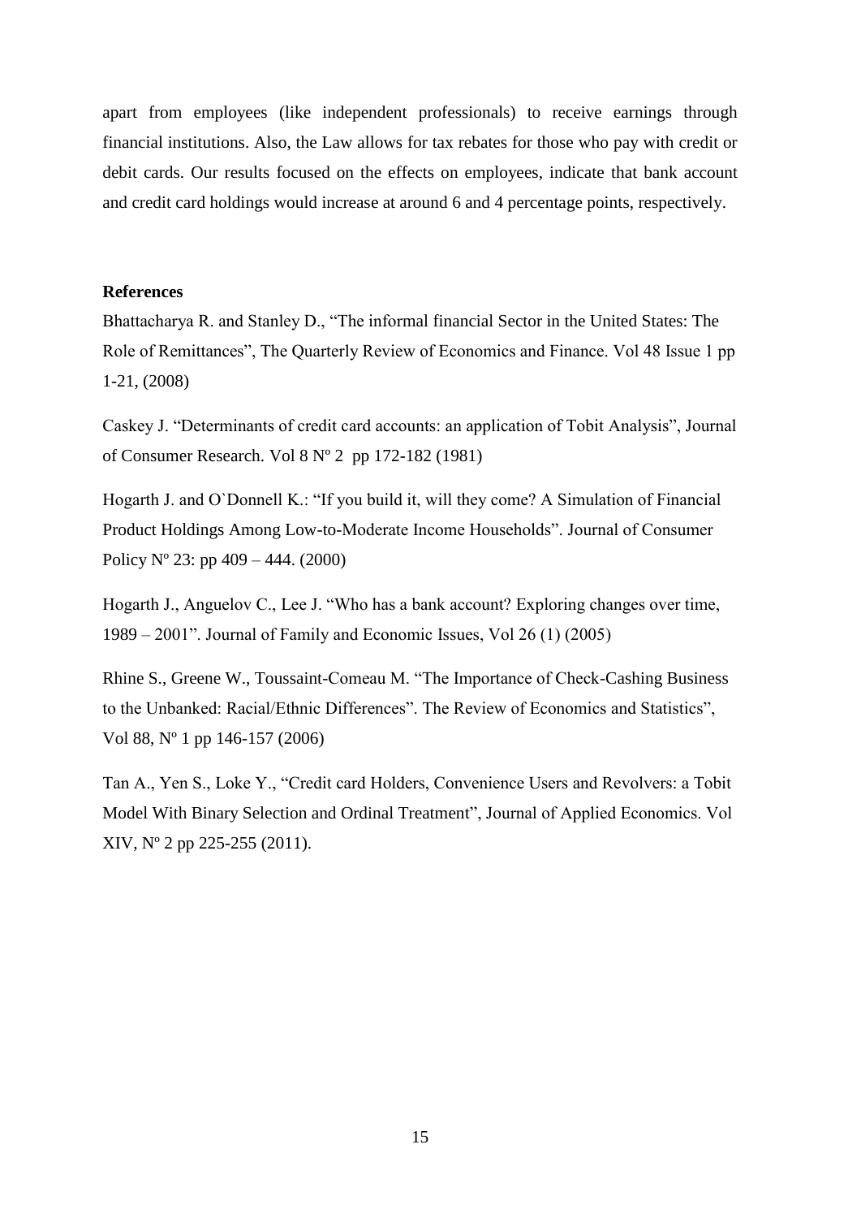apart from employees (like independent professionals) to receive earnings through financial institutions. Also, the Law allows for tax rebates for those who pay with credit or debit cards. Our results focused on the effects on employees, indicate that bank account and credit card holdings would increase at around 6 and 4 percentage points, respectively.

**References**

Bhattacharya R. and Stanley D., "The informal financial Sector in the United States: The Role of Remittances", The Quarterly Review of Economics and Finance. Vol 48 Issue 1 pp 1-21, (2008)

Caskey J. "Determinants of credit card accounts: an application of Tobit Analysis", Journal of Consumer Research. Vol 8 Nº 2 pp 172-182 (1981)

Hogarth J. and O`Donnell K.: "If you build it, will they come? A Simulation of Financial Product Holdings Among Low-to-Moderate Income Households". Journal of Consumer Policy Nº 23: pp 409 – 444. (2000)

Hogarth J., Anguelov C., Lee J. "Who has a bank account? Exploring changes over time, 1989 – 2001". Journal of Family and Economic Issues, Vol 26 (1) (2005)

Rhine S., Greene W., Toussaint-Comeau M. "The Importance of Check-Cashing Business to the Unbanked: Racial/Ethnic Differences". The Review of Economics and Statistics", Vol 88, Nº 1 pp 146-157 (2006)

Tan A., Yen S., Loke Y., "Credit card Holders, Convenience Users and Revolvers: a Tobit Model With Binary Selection and Ordinal Treatment", Journal of Applied Economics. Vol XIV, Nº 2 pp 225-255 (2011).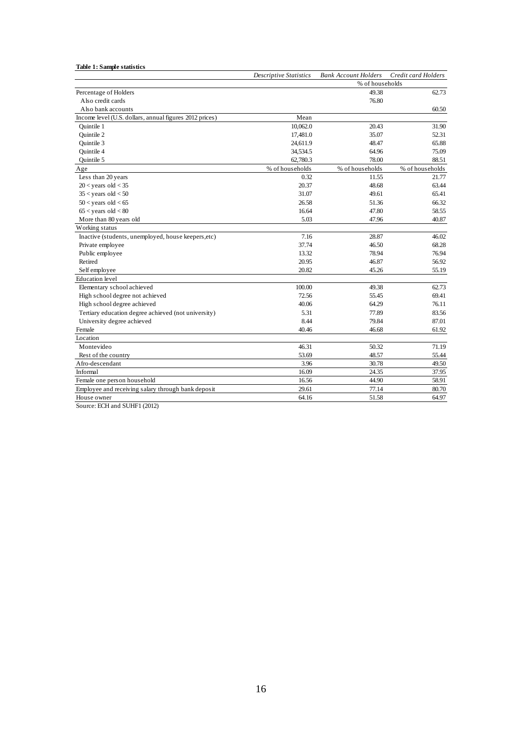**Table 1: Sample statistics**

| | *Descriptive Statistics* | *Bank Account Holders* | *Credit card Holders* |
|---|---|---|---|
| | | % of households | |
| Percentage of Holders | | 49.38 | 62.73 |
| Also credit cards | | 76.80 | |
| Also bank accounts | | | 60.50 |
| Income level (U.S. dollars, annual figures 2012 prices) | Mean | | |
| Quintile 1 | 10,062.0 | 20.43 | 31.90 |
| Quintile 2 | 17,481.0 | 35.07 | 52.31 |
| Quintile 3 | 24,611.9 | 48.47 | 65.88 |
| Quintile 4 | 34,534.5 | 64.96 | 75.09 |
| Quintile 5 | 62,780.3 | 78.00 | 88.51 |
| Age | % of households | % of households | % of households |
| Less than 20 years | 0.32 | 11.55 | 21.77 |
| 20 < years old < 35 | 20.37 | 48.68 | 63.44 |
| 35 < years old < 50 | 31.07 | 49.61 | 65.41 |
| 50 < years old < 65 | 26.58 | 51.36 | 66.32 |
| 65 < years old < 80 | 16.64 | 47.80 | 58.55 |
| More than 80 years old | 5.03 | 47.96 | 40.87 |
| Working status | | | |
| Inactive (students, unemployed, house keepers,etc) | 7.16 | 28.87 | 46.02 |
| Private employee | 37.74 | 46.50 | 68.28 |
| Public employee | 13.32 | 78.94 | 76.94 |
| Retired | 20.95 | 46.87 | 56.92 |
| Self employee | 20.82 | 45.26 | 55.19 |
| Education level | | | |
| Elementary school achieved | 100.00 | 49.38 | 62.73 |
| High school degree not achieved | 72.56 | 55.45 | 69.41 |
| High school degree achieved | 40.06 | 64.29 | 76.11 |
| Tertiary education degree achieved (not university) | 5.31 | 77.89 | 83.56 |
| University degree achieved | 8.44 | 79.84 | 87.01 |
| Female | 40.46 | 46.68 | 61.92 |
| Location | | | |
| Montevideo | 46.31 | 50.32 | 71.19 |
| Rest of the country | 53.69 | 48.57 | 55.44 |
| Afro-descendant | 3.96 | 30.78 | 49.50 |
| Informal | 16.09 | 24.35 | 37.95 |
| Female one person household | 16.56 | 44.90 | 58.91 |
| Employee and receiving salary through bank deposit | 29.61 | 77.14 | 80.70 |
| House owner | 64.16 | 51.58 | 64.97 |

Source: ECH and SUHF1 (2012)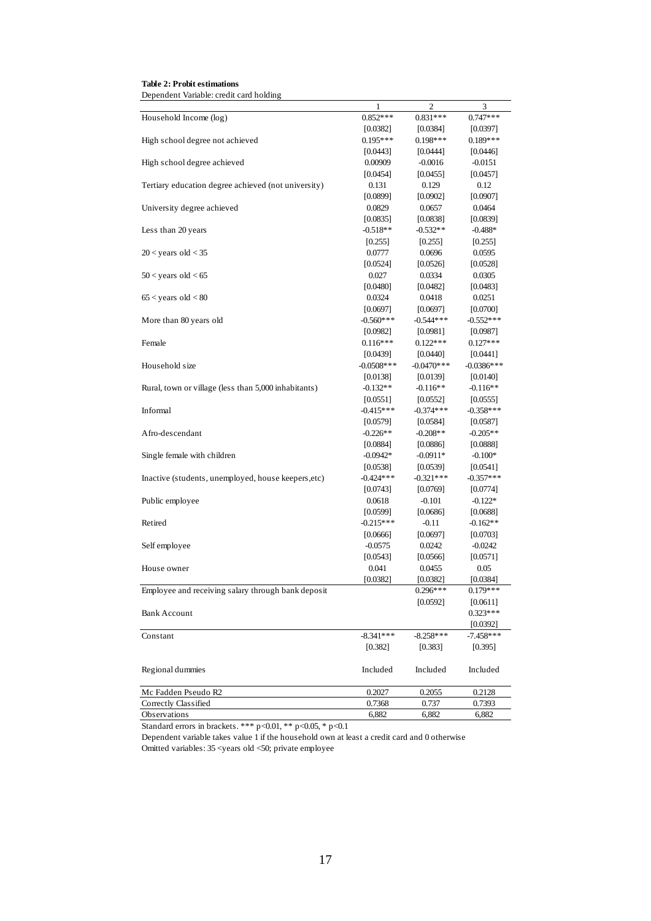**Table 2: Probit estimations**

Dependent Variable: credit card holding

| | 1 | 2 | 3 |
|---|---|---|---|
| Household Income (log) | 0.852*** | 0.831*** | 0.747*** |
| | [0.0382] | [0.0384] | [0.0397] |
| High school degree not achieved | 0.195*** | 0.198*** | 0.189*** |
| | [0.0443] | [0.0444] | [0.0446] |
| High school degree achieved | 0.00909 | -0.0016 | -0.0151 |
| | [0.0454] | [0.0455] | [0.0457] |
| Tertiary education degree achieved (not university) | 0.131 | 0.129 | 0.12 |
| | [0.0899] | [0.0902] | [0.0907] |
| University degree achieved | 0.0829 | 0.0657 | 0.0464 |
| | [0.0835] | [0.0838] | [0.0839] |
| Less than 20 years | -0.518** | -0.532** | -0.488* |
| | [0.255] | [0.255] | [0.255] |
| 20 < years old < 35 | 0.0777 | 0.0696 | 0.0595 |
| | [0.0524] | [0.0526] | [0.0528] |
| 50 < years old < 65 | 0.027 | 0.0334 | 0.0305 |
| | [0.0480] | [0.0482] | [0.0483] |
| 65 < years old < 80 | 0.0324 | 0.0418 | 0.0251 |
| | [0.0697] | [0.0697] | [0.0700] |
| More than 80 years old | -0.560*** | -0.544*** | -0.552*** |
| | [0.0982] | [0.0981] | [0.0987] |
| Female | 0.116*** | 0.122*** | 0.127*** |
| | [0.0439] | [0.0440] | [0.0441] |
| Household size | -0.0508*** | -0.0470*** | -0.0386*** |
| | [0.0138] | [0.0139] | [0.0140] |
| Rural, town or village (less than 5,000 inhabitants) | -0.132** | -0.116** | -0.116** |
| | [0.0551] | [0.0552] | [0.0555] |
| Informal | -0.415*** | -0.374*** | -0.358*** |
| | [0.0579] | [0.0584] | [0.0587] |
| Afro-descendant | -0.226** | -0.208** | -0.205** |
| | [0.0884] | [0.0886] | [0.0888] |
| Single female with children | -0.0942* | -0.0911* | -0.100* |
| | [0.0538] | [0.0539] | [0.0541] |
| Inactive (students, unemployed, house keepers,etc) | -0.424*** | -0.321*** | -0.357*** |
| | [0.0743] | [0.0769] | [0.0774] |
| Public employee | 0.0618 | -0.101 | -0.122* |
| | [0.0599] | [0.0686] | [0.0688] |
| Retired | -0.215*** | -0.11 | -0.162** |
| | [0.0666] | [0.0697] | [0.0703] |
| Self employee | -0.0575 | 0.0242 | -0.0242 |
| | [0.0543] | [0.0566] | [0.0571] |
| House owner | 0.041 | 0.0455 | 0.05 |
| | [0.0382] | [0.0382] | [0.0384] |
| Employee and receiving salary through bank deposit | | 0.296*** | 0.179*** |
| | | [0.0592] | [0.0611] |
| Bank Account | | | 0.323*** |
| | | | [0.0392] |
| Constant | -8.341*** | -8.258*** | -7.458*** |
| | [0.382] | [0.383] | [0.395] |
| Regional dummies | Included | Included | Included |
| Mc Fadden Pseudo R2 | 0.2027 | 0.2055 | 0.2128 |
| Correctly Classified | 0.7368 | 0.737 | 0.7393 |
| Observations | 6,882 | 6,882 | 6,882 |

Standard errors in brackets. *** $p<0.01$, ** $p<0.05$, * $p<0.1$

Dependent variable takes value 1 if the household own at least a credit card and 0 otherwise

Omitted variables: 35 <years old <50; private employee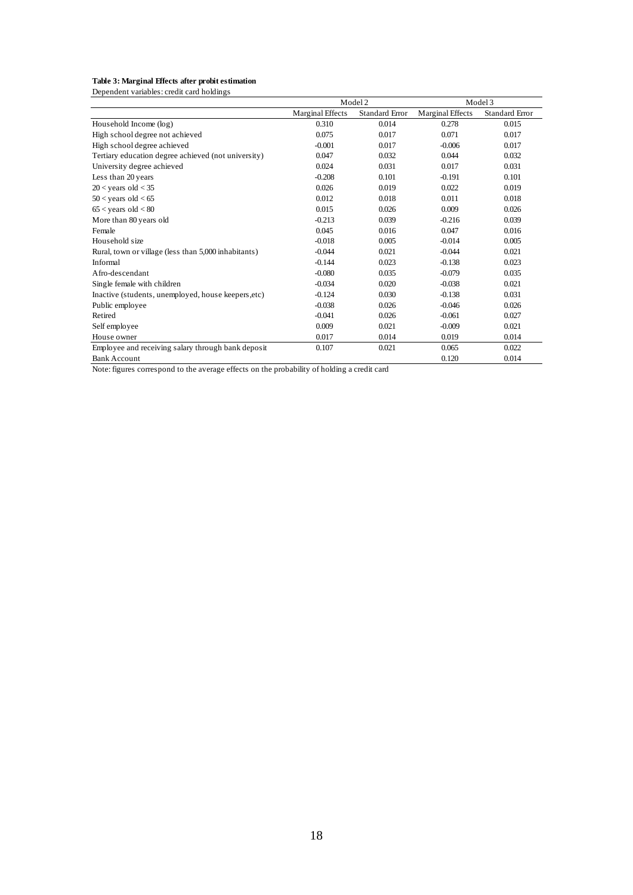**Table 3: Marginal Effects after probit estimation**

Dependent variables: credit card holdings

| | Model 2 | | Model 3 | |
|---|---|---|---|---|
| | Marginal Effects | Standard Error | Marginal Effects | Standard Error |
| Household Income (log) | 0.310 | 0.014 | 0.278 | 0.015 |
| High school degree not achieved | 0.075 | 0.017 | 0.071 | 0.017 |
| High school degree achieved | -0.001 | 0.017 | -0.006 | 0.017 |
| Tertiary education degree achieved (not university) | 0.047 | 0.032 | 0.044 | 0.032 |
| University degree achieved | 0.024 | 0.031 | 0.017 | 0.031 |
| Less than 20 years | -0.208 | 0.101 | -0.191 | 0.101 |
| 20 < years old < 35 | 0.026 | 0.019 | 0.022 | 0.019 |
| 50 < years old < 65 | 0.012 | 0.018 | 0.011 | 0.018 |
| 65 < years old < 80 | 0.015 | 0.026 | 0.009 | 0.026 |
| More than 80 years old | -0.213 | 0.039 | -0.216 | 0.039 |
| Female | 0.045 | 0.016 | 0.047 | 0.016 |
| Household size | -0.018 | 0.005 | -0.014 | 0.005 |
| Rural, town or village (less than 5,000 inhabitants) | -0.044 | 0.021 | -0.044 | 0.021 |
| Informal | -0.144 | 0.023 | -0.138 | 0.023 |
| Afro-descendant | -0.080 | 0.035 | -0.079 | 0.035 |
| Single female with children | -0.034 | 0.020 | -0.038 | 0.021 |
| Inactive (students, unemployed, house keepers,etc) | -0.124 | 0.030 | -0.138 | 0.031 |
| Public employee | -0.038 | 0.026 | -0.046 | 0.026 |
| Retired | -0.041 | 0.026 | -0.061 | 0.027 |
| Self employee | 0.009 | 0.021 | -0.009 | 0.021 |
| House owner | 0.017 | 0.014 | 0.019 | 0.014 |
| Employee and receiving salary through bank deposit | 0.107 | 0.021 | 0.065 | 0.022 |
| Bank Account | | | 0.120 | 0.014 |

Note: figures correspond to the average effects on the probability of holding a credit card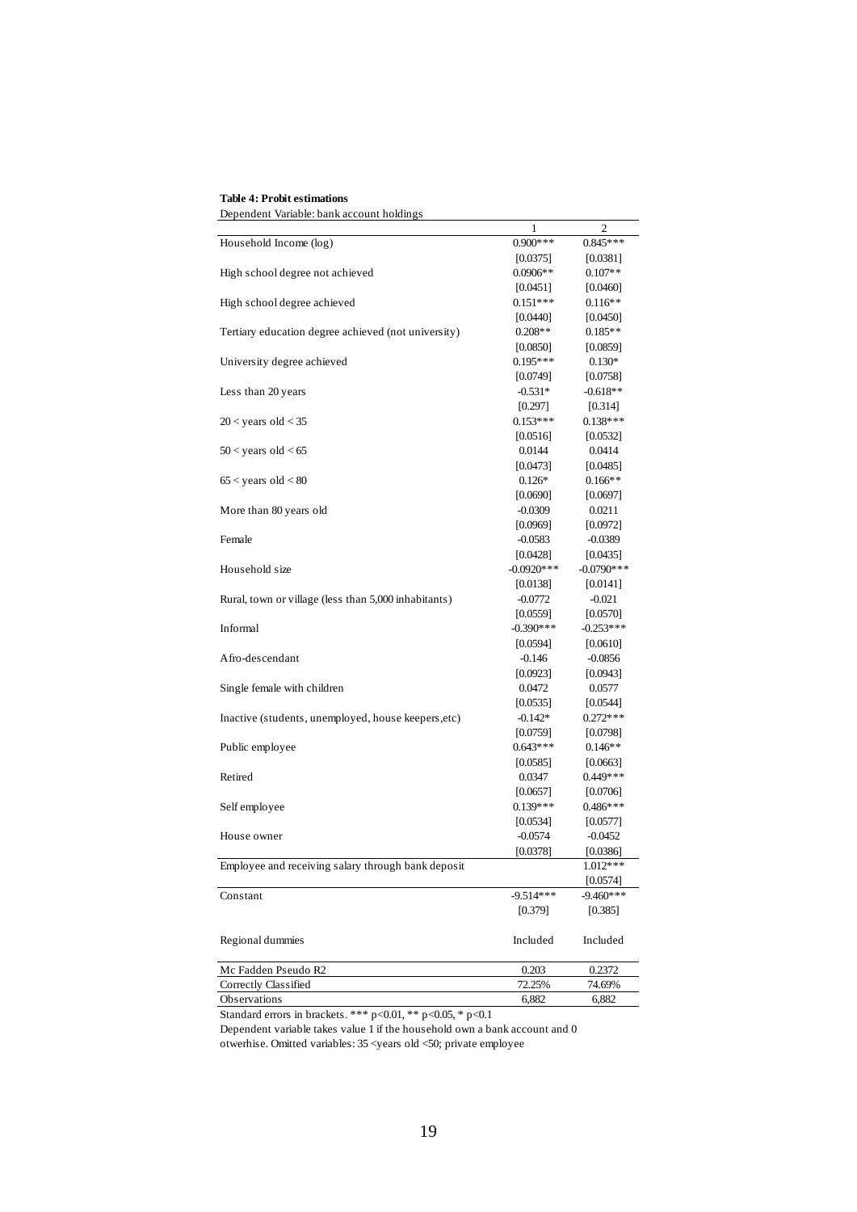**Table 4: Probit estimations**

Dependent Variable: bank account holdings

| | 1 | 2 |
|---|---|---|
| Household Income (log) | 0.900*** | 0.845*** |
| | [0.0375] | [0.0381] |
| High school degree not achieved | 0.0906** | 0.107** |
| | [0.0451] | [0.0460] |
| High school degree achieved | 0.151*** | 0.116** |
| | [0.0440] | [0.0450] |
| Tertiary education degree achieved (not university) | 0.208** | 0.185** |
| | [0.0850] | [0.0859] |
| University degree achieved | 0.195*** | 0.130* |
| | [0.0749] | [0.0758] |
| Less than 20 years | -0.531* | -0.618** |
| | [0.297] | [0.314] |
| 20 < years old < 35 | 0.153*** | 0.138*** |
| | [0.0516] | [0.0532] |
| 50 < years old < 65 | 0.0144 | 0.0414 |
| | [0.0473] | [0.0485] |
| 65 < years old < 80 | 0.126* | 0.166** |
| | [0.0690] | [0.0697] |
| More than 80 years old | -0.0309 | 0.0211 |
| | [0.0969] | [0.0972] |
| Female | -0.0583 | -0.0389 |
| | [0.0428] | [0.0435] |
| Household size | -0.0920*** | -0.0790*** |
| | [0.0138] | [0.0141] |
| Rural, town or village (less than 5,000 inhabitants) | -0.0772 | -0.021 |
| | [0.0559] | [0.0570] |
| Informal | -0.390*** | -0.253*** |
| | [0.0594] | [0.0610] |
| Afro-descendant | -0.146 | -0.0856 |
| | [0.0923] | [0.0943] |
| Single female with children | 0.0472 | 0.0577 |
| | [0.0535] | [0.0544] |
| Inactive (students, unemployed, house keepers,etc) | -0.142* | 0.272*** |
| | [0.0759] | [0.0798] |
| Public employee | 0.643*** | 0.146** |
| | [0.0585] | [0.0663] |
| Retired | 0.0347 | 0.449*** |
| | [0.0657] | [0.0706] |
| Self employee | 0.139*** | 0.486*** |
| | [0.0534] | [0.0577] |
| House owner | -0.0574 | -0.0452 |
| | [0.0378] | [0.0386] |
| Employee and receiving salary through bank deposit | | 1.012*** |
| | | [0.0574] |
| Constant | -9.514*** | -9.460*** |
| | [0.379] | [0.385] |
| Regional dummies | Included | Included |
| Mc Fadden Pseudo R2 | 0.203 | 0.2372 |
| Correctly Classified | 72.25% | 74.69% |
| Observations | 6,882 | 6,882 |

Standard errors in brackets. *** p<0.01, ** p<0.05, * p<0.1

Dependent variable takes value 1 if the household own a bank account and 0 otwerhise. Omitted variables: 35 <years old <50; private employee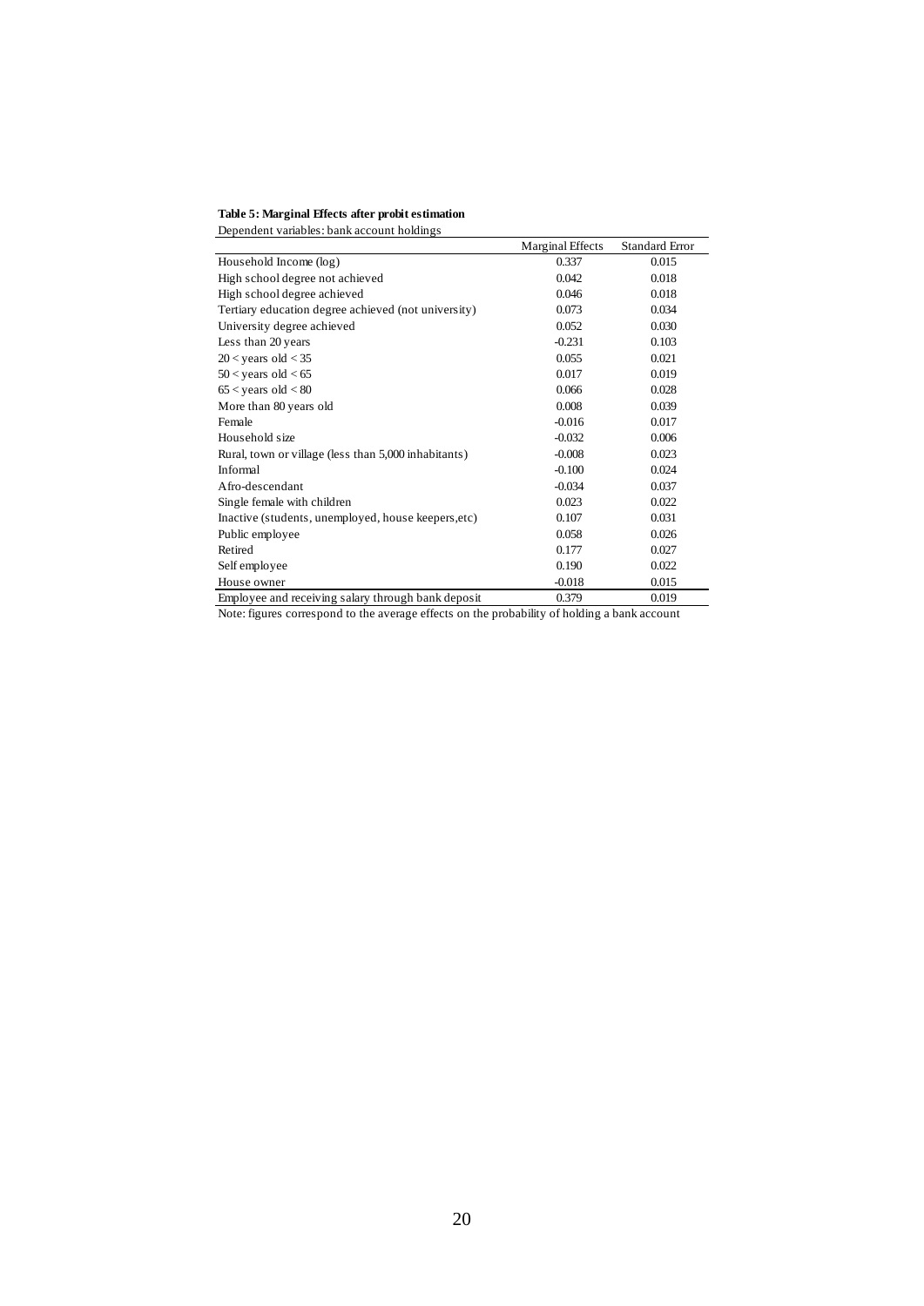**Table 5: Marginal Effects after probit estimation**

Dependent variables: bank account holdings

| | Marginal Effects | Standard Error |
|---|---|---|
| Household Income (log) | 0.337 | 0.015 |
| High school degree not achieved | 0.042 | 0.018 |
| High school degree achieved | 0.046 | 0.018 |
| Tertiary education degree achieved (not university) | 0.073 | 0.034 |
| University degree achieved | 0.052 | 0.030 |
| Less than 20 years | -0.231 | 0.103 |
| 20 < years old < 35 | 0.055 | 0.021 |
| 50 < years old < 65 | 0.017 | 0.019 |
| 65 < years old < 80 | 0.066 | 0.028 |
| More than 80 years old | 0.008 | 0.039 |
| Female | -0.016 | 0.017 |
| Household size | -0.032 | 0.006 |
| Rural, town or village (less than 5,000 inhabitants) | -0.008 | 0.023 |
| Informal | -0.100 | 0.024 |
| Afro-descendant | -0.034 | 0.037 |
| Single female with children | 0.023 | 0.022 |
| Inactive (students, unemployed, house keepers,etc) | 0.107 | 0.031 |
| Public employee | 0.058 | 0.026 |
| Retired | 0.177 | 0.027 |
| Self employee | 0.190 | 0.022 |
| House owner | -0.018 | 0.015 |
| Employee and receiving salary through bank deposit | 0.379 | 0.019 |

Note: figures correspond to the average effects on the probability of holding a bank account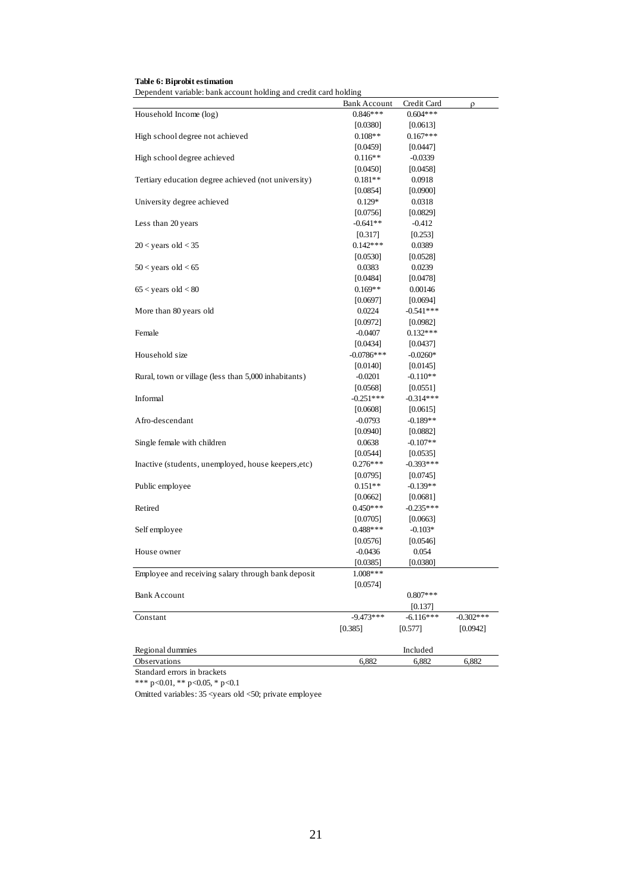**Table 6: Biprobit estimation**

Dependent variable: bank account holding and credit card holding

| | Bank Account | Credit Card | ρ |
|---|---|---|---|
| Household Income (log) | 0.846*** | 0.604*** | |
| | [0.0380] | [0.0613] | |
| High school degree not achieved | 0.108** | 0.167*** | |
| | [0.0459] | [0.0447] | |
| High school degree achieved | 0.116** | -0.0339 | |
| | [0.0450] | [0.0458] | |
| Tertiary education degree achieved (not university) | 0.181** | 0.0918 | |
| | [0.0854] | [0.0900] | |
| University degree achieved | 0.129* | 0.0318 | |
| | [0.0756] | [0.0829] | |
| Less than 20 years | -0.641** | -0.412 | |
| | [0.317] | [0.253] | |
| 20 < years old < 35 | 0.142*** | 0.0389 | |
| | [0.0530] | [0.0528] | |
| 50 < years old < 65 | 0.0383 | 0.0239 | |
| | [0.0484] | [0.0478] | |
| 65 < years old < 80 | 0.169** | 0.00146 | |
| | [0.0697] | [0.0694] | |
| More than 80 years old | 0.0224 | -0.541*** | |
| | [0.0972] | [0.0982] | |
| Female | -0.0407 | 0.132*** | |
| | [0.0434] | [0.0437] | |
| Household size | -0.0786*** | -0.0260* | |
| | [0.0140] | [0.0145] | |
| Rural, town or village (less than 5,000 inhabitants) | -0.0201 | -0.110** | |
| | [0.0568] | [0.0551] | |
| Informal | -0.251*** | -0.314*** | |
| | [0.0608] | [0.0615] | |
| Afro-descendant | -0.0793 | -0.189** | |
| | [0.0940] | [0.0882] | |
| Single female with children | 0.0638 | -0.107** | |
| | [0.0544] | [0.0535] | |
| Inactive (students, unemployed, house keepers,etc) | 0.276*** | -0.393*** | |
| | [0.0795] | [0.0745] | |
| Public employee | 0.151** | -0.139** | |
| | [0.0662] | [0.0681] | |
| Retired | 0.450*** | -0.235*** | |
| | [0.0705] | [0.0663] | |
| Self employee | 0.488*** | -0.103* | |
| | [0.0576] | [0.0546] | |
| House owner | -0.0436 | 0.054 | |
| | [0.0385] | [0.0380] | |
| Employee and receiving salary through bank deposit | 1.008*** | | |
| | [0.0574] | | |
| Bank Account | | 0.807*** | |
| | | [0.137] | |
| Constant | -9.473*** | -6.116*** | -0.302*** |
| | [0.385] | [0.577] | [0.0942] |
| Regional dummies | | Included | |
| Observations | 6,882 | 6,882 | 6,882 |

Standard errors in brackets

*** p<0.01, ** p<0.05, * p<0.1

Omitted variables: 35 <years old <50; private employee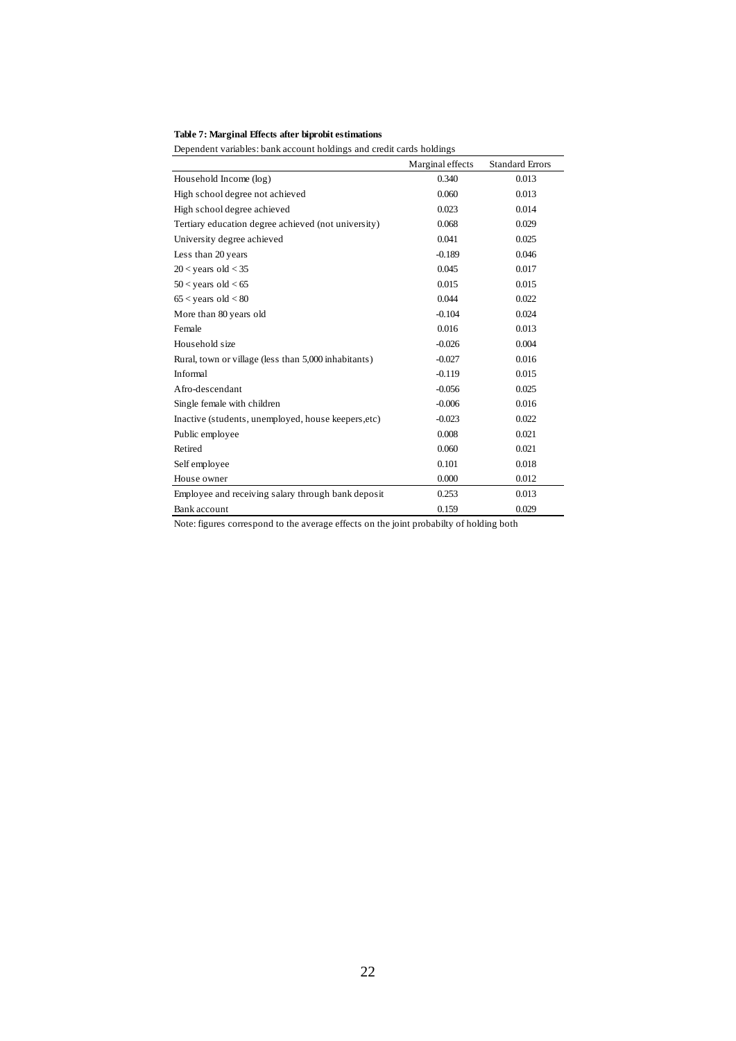**Table 7: Marginal Effects after biprobit estimations**

Dependent variables: bank account holdings and credit cards holdings

| | Marginal effects | Standard Errors |
|---|---|---|
| Household Income (log) | 0.340 | 0.013 |
| High school degree not achieved | 0.060 | 0.013 |
| High school degree achieved | 0.023 | 0.014 |
| Tertiary education degree achieved (not university) | 0.068 | 0.029 |
| University degree achieved | 0.041 | 0.025 |
| Less than 20 years | -0.189 | 0.046 |
| 20 < years old < 35 | 0.045 | 0.017 |
| 50 < years old < 65 | 0.015 | 0.015 |
| 65 < years old < 80 | 0.044 | 0.022 |
| More than 80 years old | -0.104 | 0.024 |
| Female | 0.016 | 0.013 |
| Household size | -0.026 | 0.004 |
| Rural, town or village (less than 5,000 inhabitants) | -0.027 | 0.016 |
| Informal | -0.119 | 0.015 |
| Afro-descendant | -0.056 | 0.025 |
| Single female with children | -0.006 | 0.016 |
| Inactive (students, unemployed, house keepers,etc) | -0.023 | 0.022 |
| Public employee | 0.008 | 0.021 |
| Retired | 0.060 | 0.021 |
| Self employee | 0.101 | 0.018 |
| House owner | 0.000 | 0.012 |
| Employee and receiving salary through bank deposit | 0.253 | 0.013 |
| Bank account | 0.159 | 0.029 |

Note: figures correspond to the average effects on the joint probabilty of holding both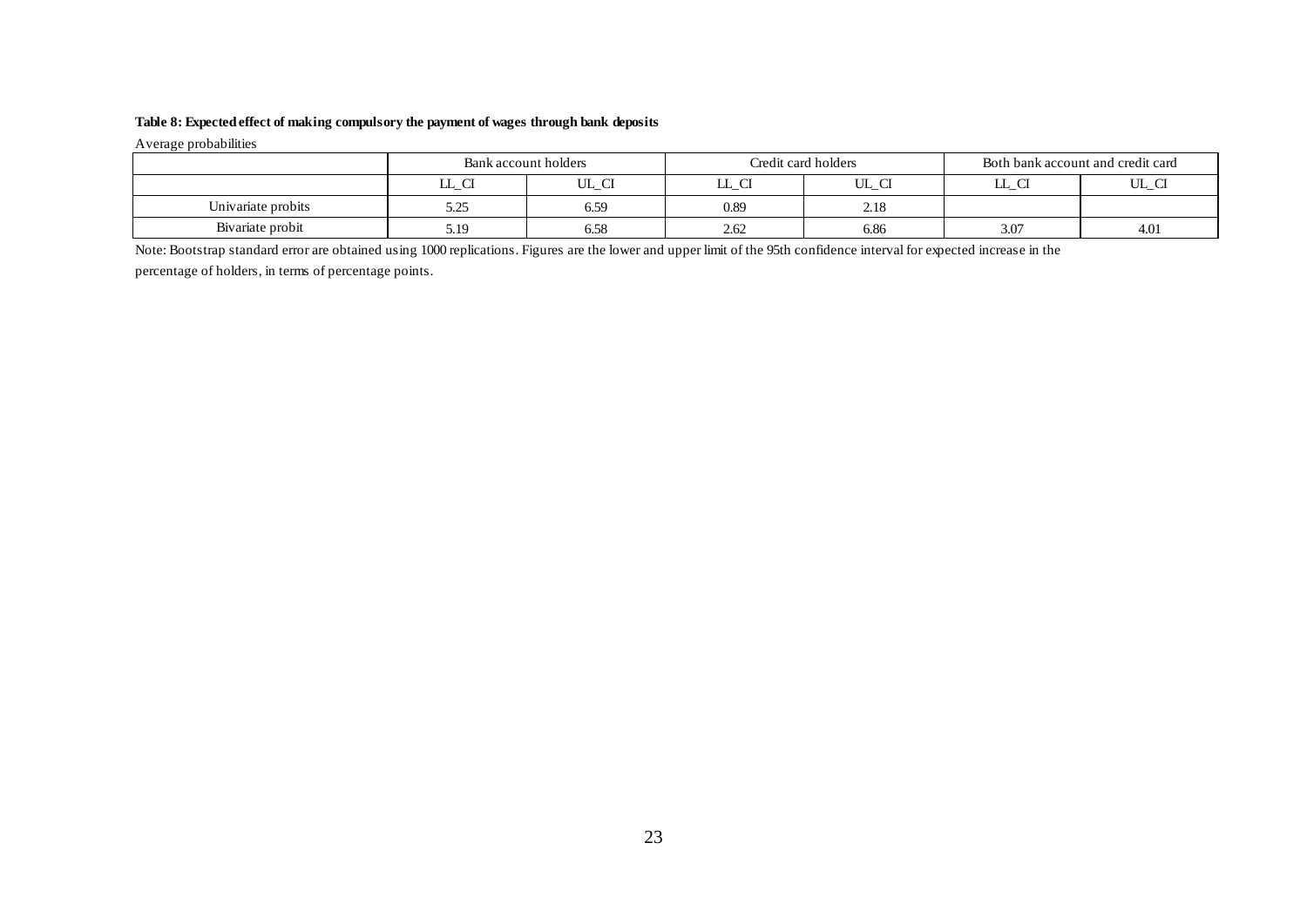**Table 8: Expected effect of making compulsory the payment of wages through bank deposits**

Average probabilities

| | Bank account holders | | Credit card holders | | Both bank account and credit card | |
|---|---|---|---|---|---|---|
| | LL_CI | UL_CI | LL_CI | UL_CI | LL_CI | UL_CI |
| Univariate probits | 5.25 | 6.59 | 0.89 | 2.18 | | |
| Bivariate probit | 5.19 | 6.58 | 2.62 | 6.86 | 3.07 | 4.01 |

Note: Bootstrap standard error are obtained using 1000 replications. Figures are the lower and upper limit of the 95th confidence interval for expected increase in the percentage of holders, in terms of percentage points.